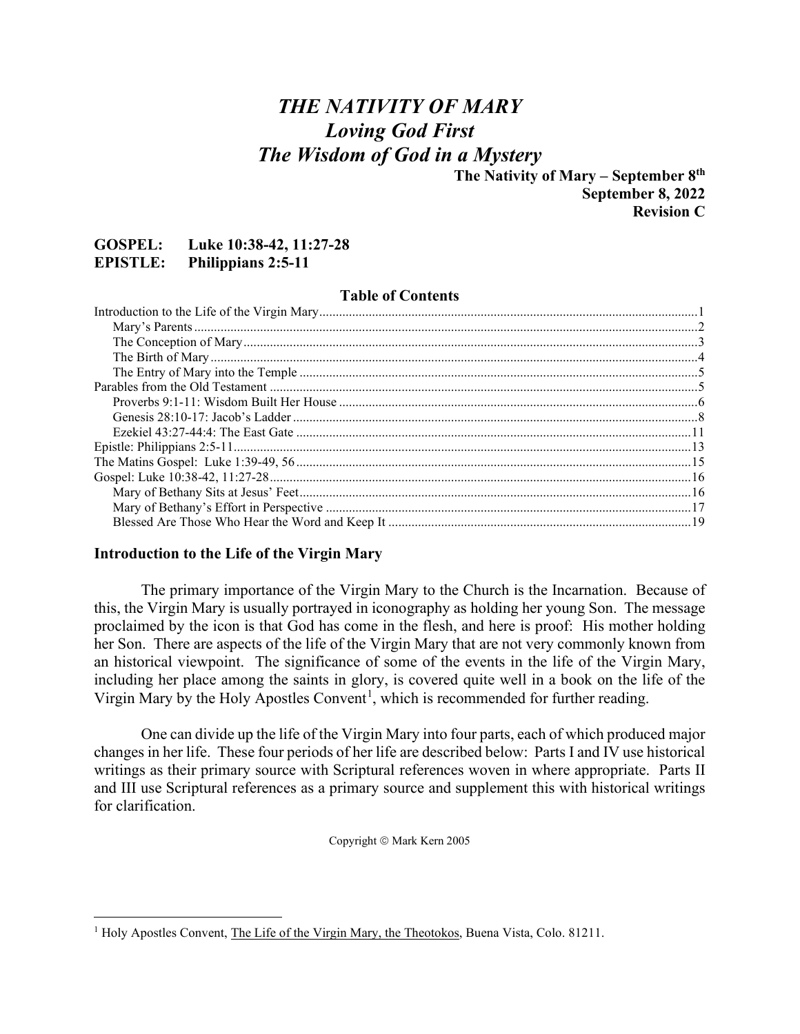# *THE NATIVITY OF MARY*
# *Loving God First*
# *The Wisdom of God in a Mystery*

**The Nativity of Mary – September 8th**
**September 8, 2022**
**Revision C**

**GOSPEL: Luke 10:38-42, 11:27-28**
**EPISTLE: Philippians 2:5-11**

**Table of Contents**

Introduction to the Life of the Virgin Mary....1
- Mary's Parents....2
- The Conception of Mary....3
- The Birth of Mary....4
- The Entry of Mary into the Temple....5

Parables from the Old Testament....5
- Proverbs 9:1-11: Wisdom Built Her House....6
- Genesis 28:10-17: Jacob's Ladder....8
- Ezekiel 43:27-44:4: The East Gate....11

Epistle: Philippians 2:5-11....13
The Matins Gospel: Luke 1:39-49, 56....15
Gospel: Luke 10:38-42, 11:27-28....16
- Mary of Bethany Sits at Jesus' Feet....16
- Mary of Bethany's Effort in Perspective....17
- Blessed Are Those Who Hear the Word and Keep It....19

## Introduction to the Life of the Virgin Mary

The primary importance of the Virgin Mary to the Church is the Incarnation. Because of this, the Virgin Mary is usually portrayed in iconography as holding her young Son. The message proclaimed by the icon is that God has come in the flesh, and here is proof: His mother holding her Son. There are aspects of the life of the Virgin Mary that are not very commonly known from an historical viewpoint. The significance of some of the events in the life of the Virgin Mary, including her place among the saints in glory, is covered quite well in a book on the life of the Virgin Mary by the Holy Apostles Convent[1], which is recommended for further reading.

One can divide up the life of the Virgin Mary into four parts, each of which produced major changes in her life. These four periods of her life are described below: Parts I and IV use historical writings as their primary source with Scriptural references woven in where appropriate. Parts II and III use Scriptural references as a primary source and supplement this with historical writings for clarification.

Copyright © Mark Kern 2005

[1] Holy Apostles Convent, The Life of the Virgin Mary, the Theotokos, Buena Vista, Colo. 81211.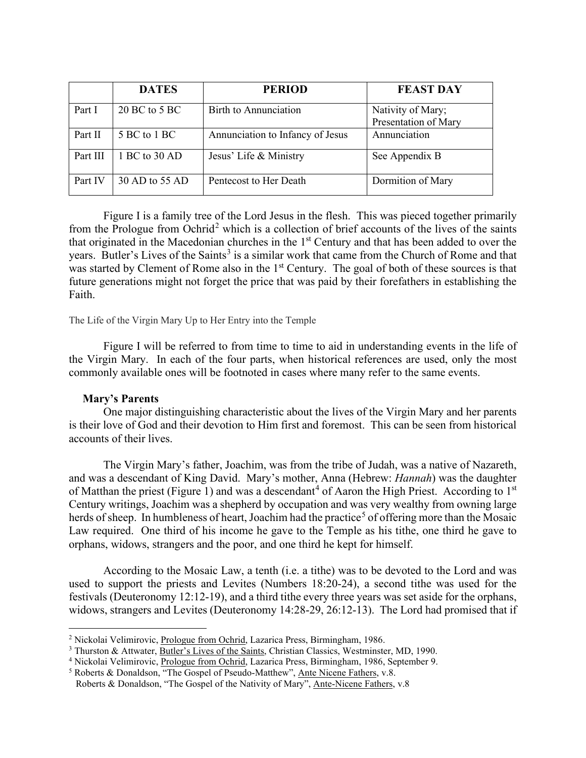| | DATES | PERIOD | FEAST DAY |
|---|---|---|---|
| Part I | 20 BC to 5 BC | Birth to Annunciation | Nativity of Mary; Presentation of Mary |
| Part II | 5 BC to 1 BC | Annunciation to Infancy of Jesus | Annunciation |
| Part III | 1 BC to 30 AD | Jesus' Life & Ministry | See Appendix B |
| Part IV | 30 AD to 55 AD | Pentecost to Her Death | Dormition of Mary |

Figure I is a family tree of the Lord Jesus in the flesh. This was pieced together primarily from the Prologue from Ochrid[2] which is a collection of brief accounts of the lives of the saints that originated in the Macedonian churches in the 1st Century and that has been added to over the years. Butler's Lives of the Saints[3] is a similar work that came from the Church of Rome and that was started by Clement of Rome also in the 1st Century. The goal of both of these sources is that future generations might not forget the price that was paid by their forefathers in establishing the Faith.

The Life of the Virgin Mary Up to Her Entry into the Temple

Figure I will be referred to from time to time to aid in understanding events in the life of the Virgin Mary. In each of the four parts, when historical references are used, only the most commonly available ones will be footnoted in cases where many refer to the same events.

### Mary's Parents

One major distinguishing characteristic about the lives of the Virgin Mary and her parents is their love of God and their devotion to Him first and foremost. This can be seen from historical accounts of their lives.

The Virgin Mary's father, Joachim, was from the tribe of Judah, was a native of Nazareth, and was a descendant of King David. Mary's mother, Anna (Hebrew: *Hannah*) was the daughter of Matthan the priest (Figure 1) and was a descendant[4] of Aaron the High Priest. According to 1st Century writings, Joachim was a shepherd by occupation and was very wealthy from owning large herds of sheep. In humbleness of heart, Joachim had the practice[5] of offering more than the Mosaic Law required. One third of his income he gave to the Temple as his tithe, one third he gave to orphans, widows, strangers and the poor, and one third he kept for himself.

According to the Mosaic Law, a tenth (i.e. a tithe) was to be devoted to the Lord and was used to support the priests and Levites (Numbers 18:20-24), a second tithe was used for the festivals (Deuteronomy 12:12-19), and a third tithe every three years was set aside for the orphans, widows, strangers and Levites (Deuteronomy 14:28-29, 26:12-13). The Lord had promised that if

---

[2] Nickolai Velimirovic, Prologue from Ochrid, Lazarica Press, Birmingham, 1986.

[3] Thurston & Attwater, Butler's Lives of the Saints, Christian Classics, Westminster, MD, 1990.

[4] Nickolai Velimirovic, Prologue from Ochrid, Lazarica Press, Birmingham, 1986, September 9.

[5] Roberts & Donaldson, "The Gospel of Pseudo-Matthew", Ante Nicene Fathers, v.8.
Roberts & Donaldson, "The Gospel of the Nativity of Mary", Ante-Nicene Fathers, v.8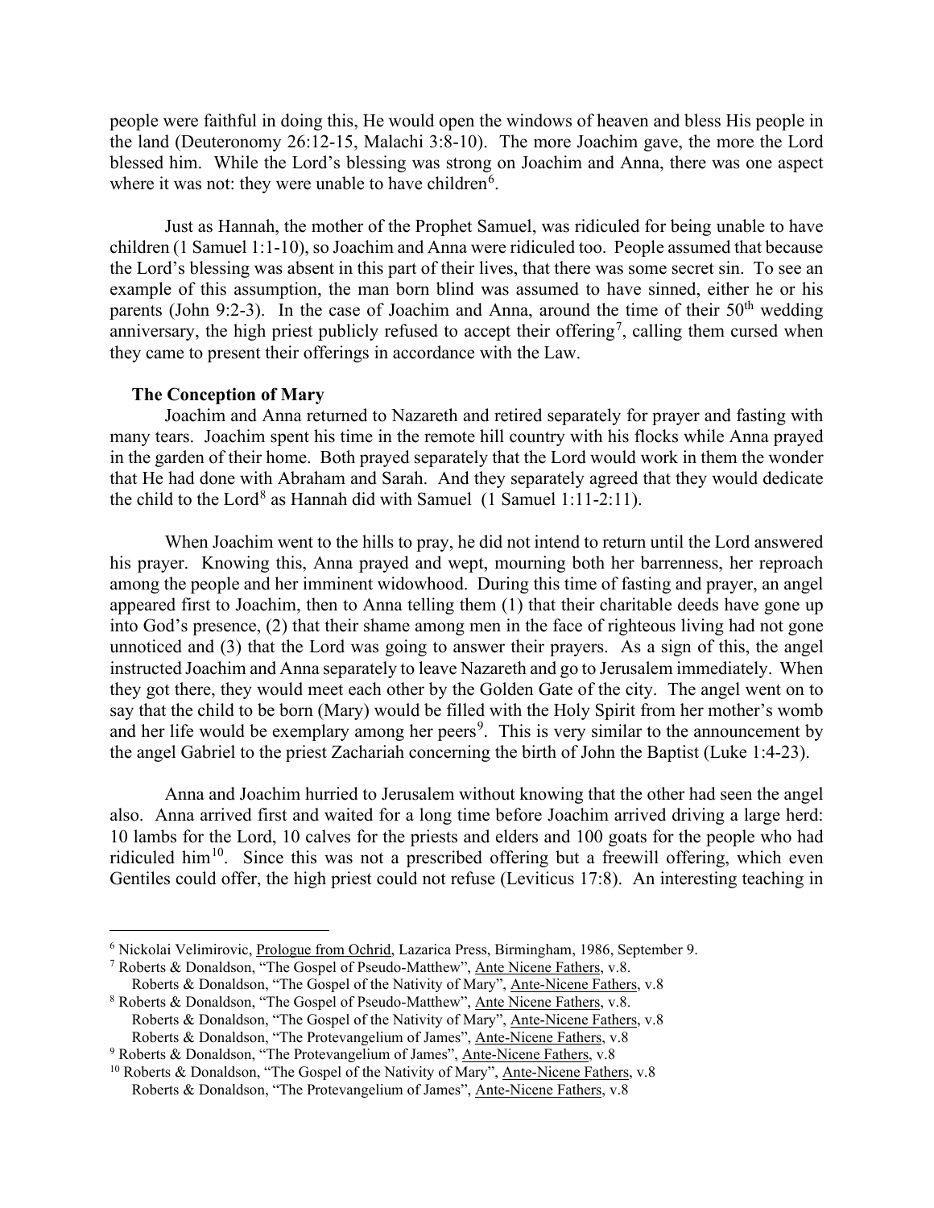people were faithful in doing this, He would open the windows of heaven and bless His people in the land (Deuteronomy 26:12-15, Malachi 3:8-10). The more Joachim gave, the more the Lord blessed him. While the Lord's blessing was strong on Joachim and Anna, there was one aspect where it was not: they were unable to have children[6].

Just as Hannah, the mother of the Prophet Samuel, was ridiculed for being unable to have children (1 Samuel 1:1-10), so Joachim and Anna were ridiculed too. People assumed that because the Lord's blessing was absent in this part of their lives, that there was some secret sin. To see an example of this assumption, the man born blind was assumed to have sinned, either he or his parents (John 9:2-3). In the case of Joachim and Anna, around the time of their 50th wedding anniversary, the high priest publicly refused to accept their offering[7], calling them cursed when they came to present their offerings in accordance with the Law.

**The Conception of Mary**

Joachim and Anna returned to Nazareth and retired separately for prayer and fasting with many tears. Joachim spent his time in the remote hill country with his flocks while Anna prayed in the garden of their home. Both prayed separately that the Lord would work in them the wonder that He had done with Abraham and Sarah. And they separately agreed that they would dedicate the child to the Lord[8] as Hannah did with Samuel (1 Samuel 1:11-2:11).

When Joachim went to the hills to pray, he did not intend to return until the Lord answered his prayer. Knowing this, Anna prayed and wept, mourning both her barrenness, her reproach among the people and her imminent widowhood. During this time of fasting and prayer, an angel appeared first to Joachim, then to Anna telling them (1) that their charitable deeds have gone up into God's presence, (2) that their shame among men in the face of righteous living had not gone unnoticed and (3) that the Lord was going to answer their prayers. As a sign of this, the angel instructed Joachim and Anna separately to leave Nazareth and go to Jerusalem immediately. When they got there, they would meet each other by the Golden Gate of the city. The angel went on to say that the child to be born (Mary) would be filled with the Holy Spirit from her mother's womb and her life would be exemplary among her peers[9]. This is very similar to the announcement by the angel Gabriel to the priest Zachariah concerning the birth of John the Baptist (Luke 1:4-23).

Anna and Joachim hurried to Jerusalem without knowing that the other had seen the angel also. Anna arrived first and waited for a long time before Joachim arrived driving a large herd: 10 lambs for the Lord, 10 calves for the priests and elders and 100 goats for the people who had ridiculed him[10]. Since this was not a prescribed offering but a freewill offering, which even Gentiles could offer, the high priest could not refuse (Leviticus 17:8). An interesting teaching in

---

[6] Nickolai Velimirovic, Prologue from Ochrid, Lazarica Press, Birmingham, 1986, September 9.

[7] Roberts & Donaldson, "The Gospel of Pseudo-Matthew", Ante Nicene Fathers, v.8.
Roberts & Donaldson, "The Gospel of the Nativity of Mary", Ante-Nicene Fathers, v.8

[8] Roberts & Donaldson, "The Gospel of Pseudo-Matthew", Ante Nicene Fathers, v.8.
Roberts & Donaldson, "The Gospel of the Nativity of Mary", Ante-Nicene Fathers, v.8
Roberts & Donaldson, "The Protevangelium of James", Ante-Nicene Fathers, v.8

[9] Roberts & Donaldson, "The Protevangelium of James", Ante-Nicene Fathers, v.8

[10] Roberts & Donaldson, "The Gospel of the Nativity of Mary", Ante-Nicene Fathers, v.8
Roberts & Donaldson, "The Protevangelium of James", Ante-Nicene Fathers, v.8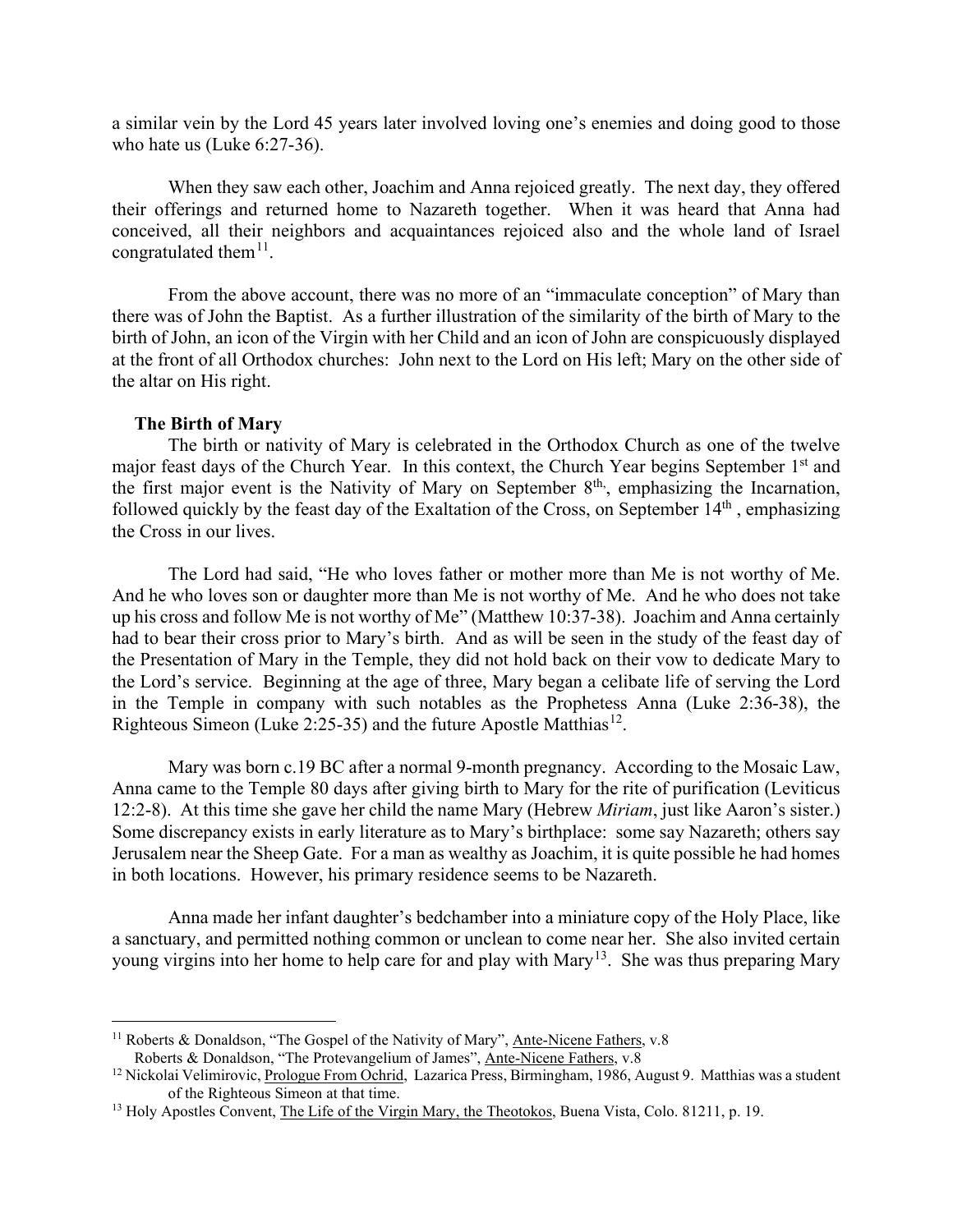a similar vein by the Lord 45 years later involved loving one's enemies and doing good to those who hate us (Luke 6:27-36).

When they saw each other, Joachim and Anna rejoiced greatly. The next day, they offered their offerings and returned home to Nazareth together. When it was heard that Anna had conceived, all their neighbors and acquaintances rejoiced also and the whole land of Israel congratulated them[11].

From the above account, there was no more of an "immaculate conception" of Mary than there was of John the Baptist. As a further illustration of the similarity of the birth of Mary to the birth of John, an icon of the Virgin with her Child and an icon of John are conspicuously displayed at the front of all Orthodox churches: John next to the Lord on His left; Mary on the other side of the altar on His right.

### The Birth of Mary

The birth or nativity of Mary is celebrated in the Orthodox Church as one of the twelve major feast days of the Church Year. In this context, the Church Year begins September 1st and the first major event is the Nativity of Mary on September 8th, emphasizing the Incarnation, followed quickly by the feast day of the Exaltation of the Cross, on September 14th, emphasizing the Cross in our lives.

The Lord had said, "He who loves father or mother more than Me is not worthy of Me. And he who loves son or daughter more than Me is not worthy of Me. And he who does not take up his cross and follow Me is not worthy of Me" (Matthew 10:37-38). Joachim and Anna certainly had to bear their cross prior to Mary's birth. And as will be seen in the study of the feast day of the Presentation of Mary in the Temple, they did not hold back on their vow to dedicate Mary to the Lord's service. Beginning at the age of three, Mary began a celibate life of serving the Lord in the Temple in company with such notables as the Prophetess Anna (Luke 2:36-38), the Righteous Simeon (Luke 2:25-35) and the future Apostle Matthias[12].

Mary was born c.19 BC after a normal 9-month pregnancy. According to the Mosaic Law, Anna came to the Temple 80 days after giving birth to Mary for the rite of purification (Leviticus 12:2-8). At this time she gave her child the name Mary (Hebrew *Miriam*, just like Aaron's sister.) Some discrepancy exists in early literature as to Mary's birthplace: some say Nazareth; others say Jerusalem near the Sheep Gate. For a man as wealthy as Joachim, it is quite possible he had homes in both locations. However, his primary residence seems to be Nazareth.

Anna made her infant daughter's bedchamber into a miniature copy of the Holy Place, like a sanctuary, and permitted nothing common or unclean to come near her. She also invited certain young virgins into her home to help care for and play with Mary[13]. She was thus preparing Mary

---

[11] Roberts & Donaldson, "The Gospel of the Nativity of Mary", Ante-Nicene Fathers, v.8
Roberts & Donaldson, "The Protevangelium of James", Ante-Nicene Fathers, v.8

[12] Nickolai Velimirovic, Prologue From Ochrid, Lazarica Press, Birmingham, 1986, August 9. Matthias was a student of the Righteous Simeon at that time.

[13] Holy Apostles Convent, The Life of the Virgin Mary, the Theotokos, Buena Vista, Colo. 81211, p. 19.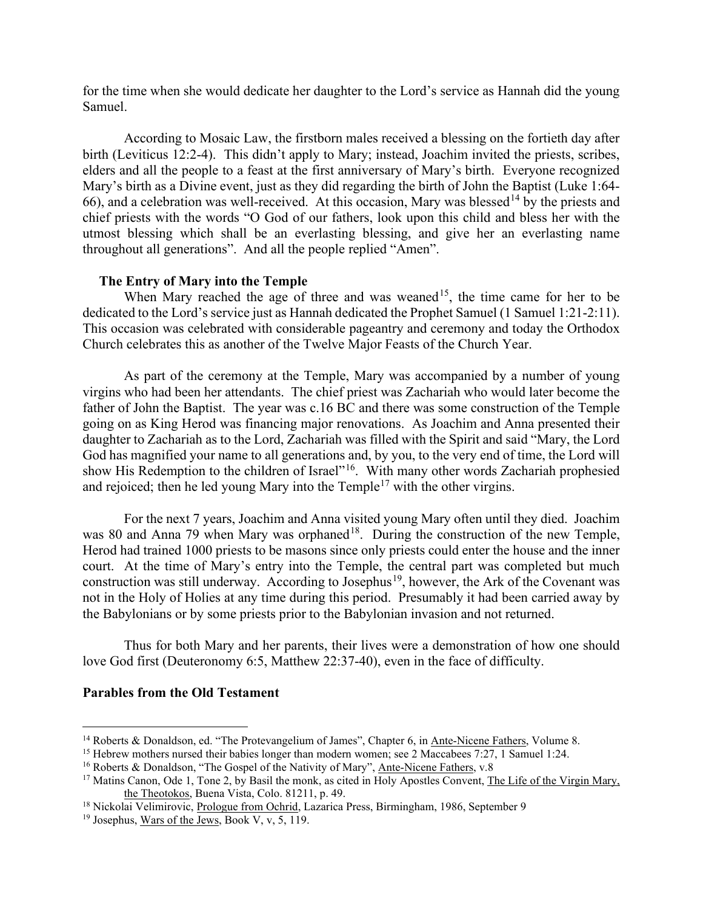for the time when she would dedicate her daughter to the Lord's service as Hannah did the young Samuel.

According to Mosaic Law, the firstborn males received a blessing on the fortieth day after birth (Leviticus 12:2-4). This didn't apply to Mary; instead, Joachim invited the priests, scribes, elders and all the people to a feast at the first anniversary of Mary's birth. Everyone recognized Mary's birth as a Divine event, just as they did regarding the birth of John the Baptist (Luke 1:64-66), and a celebration was well-received. At this occasion, Mary was blessed[14] by the priests and chief priests with the words "O God of our fathers, look upon this child and bless her with the utmost blessing which shall be an everlasting blessing, and give her an everlasting name throughout all generations". And all the people replied "Amen".

### The Entry of Mary into the Temple

When Mary reached the age of three and was weaned[15], the time came for her to be dedicated to the Lord's service just as Hannah dedicated the Prophet Samuel (1 Samuel 1:21-2:11). This occasion was celebrated with considerable pageantry and ceremony and today the Orthodox Church celebrates this as another of the Twelve Major Feasts of the Church Year.

As part of the ceremony at the Temple, Mary was accompanied by a number of young virgins who had been her attendants. The chief priest was Zachariah who would later become the father of John the Baptist. The year was c.16 BC and there was some construction of the Temple going on as King Herod was financing major renovations. As Joachim and Anna presented their daughter to Zachariah as to the Lord, Zachariah was filled with the Spirit and said "Mary, the Lord God has magnified your name to all generations and, by you, to the very end of time, the Lord will show His Redemption to the children of Israel"[16]. With many other words Zachariah prophesied and rejoiced; then he led young Mary into the Temple[17] with the other virgins.

For the next 7 years, Joachim and Anna visited young Mary often until they died. Joachim was 80 and Anna 79 when Mary was orphaned[18]. During the construction of the new Temple, Herod had trained 1000 priests to be masons since only priests could enter the house and the inner court. At the time of Mary's entry into the Temple, the central part was completed but much construction was still underway. According to Josephus[19], however, the Ark of the Covenant was not in the Holy of Holies at any time during this period. Presumably it had been carried away by the Babylonians or by some priests prior to the Babylonian invasion and not returned.

Thus for both Mary and her parents, their lives were a demonstration of how one should love God first (Deuteronomy 6:5, Matthew 22:37-40), even in the face of difficulty.

## Parables from the Old Testament

---

[14] Roberts & Donaldson, ed. "The Protevangelium of James", Chapter 6, in Ante-Nicene Fathers, Volume 8.

[15] Hebrew mothers nursed their babies longer than modern women; see 2 Maccabees 7:27, 1 Samuel 1:24.

[16] Roberts & Donaldson, "The Gospel of the Nativity of Mary", Ante-Nicene Fathers, v.8

[17] Matins Canon, Ode 1, Tone 2, by Basil the monk, as cited in Holy Apostles Convent, The Life of the Virgin Mary, the Theotokos, Buena Vista, Colo. 81211, p. 49.

[18] Nickolai Velimirovic, Prologue from Ochrid, Lazarica Press, Birmingham, 1986, September 9

[19] Josephus, Wars of the Jews, Book V, v, 5, 119.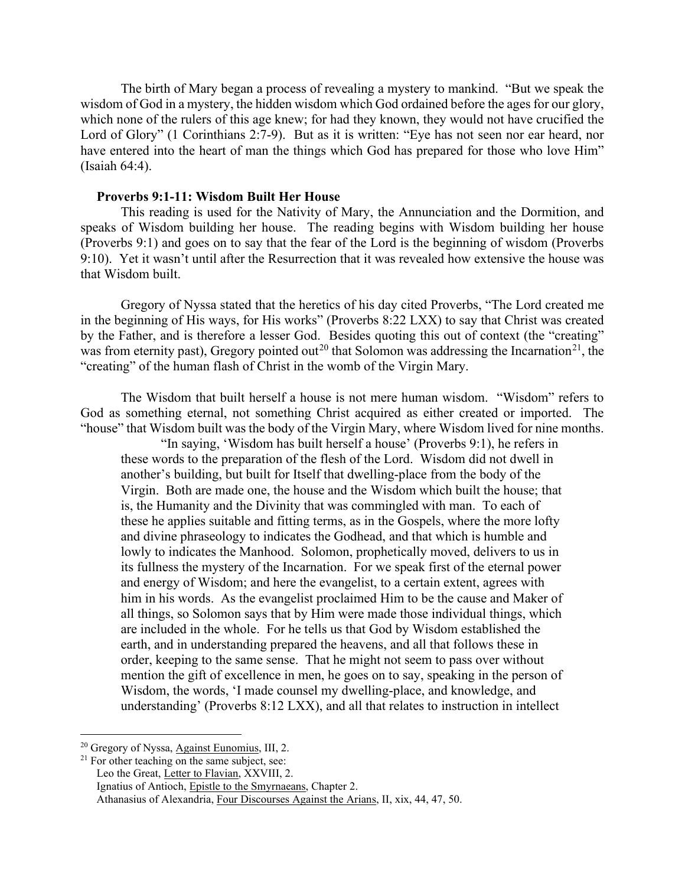The birth of Mary began a process of revealing a mystery to mankind. "But we speak the wisdom of God in a mystery, the hidden wisdom which God ordained before the ages for our glory, which none of the rulers of this age knew; for had they known, they would not have crucified the Lord of Glory" (1 Corinthians 2:7-9). But as it is written: "Eye has not seen nor ear heard, nor have entered into the heart of man the things which God has prepared for those who love Him" (Isaiah 64:4).

### Proverbs 9:1-11: Wisdom Built Her House

This reading is used for the Nativity of Mary, the Annunciation and the Dormition, and speaks of Wisdom building her house. The reading begins with Wisdom building her house (Proverbs 9:1) and goes on to say that the fear of the Lord is the beginning of wisdom (Proverbs 9:10). Yet it wasn't until after the Resurrection that it was revealed how extensive the house was that Wisdom built.

Gregory of Nyssa stated that the heretics of his day cited Proverbs, "The Lord created me in the beginning of His ways, for His works" (Proverbs 8:22 LXX) to say that Christ was created by the Father, and is therefore a lesser God. Besides quoting this out of context (the "creating" was from eternity past), Gregory pointed out[20] that Solomon was addressing the Incarnation[21], the "creating" of the human flash of Christ in the womb of the Virgin Mary.

The Wisdom that built herself a house is not mere human wisdom. "Wisdom" refers to God as something eternal, not something Christ acquired as either created or imported. The "house" that Wisdom built was the body of the Virgin Mary, where Wisdom lived for nine months.

> "In saying, 'Wisdom has built herself a house' (Proverbs 9:1), he refers in these words to the preparation of the flesh of the Lord. Wisdom did not dwell in another's building, but built for Itself that dwelling-place from the body of the Virgin. Both are made one, the house and the Wisdom which built the house; that is, the Humanity and the Divinity that was commingled with man. To each of these he applies suitable and fitting terms, as in the Gospels, where the more lofty and divine phraseology to indicates the Godhead, and that which is humble and lowly to indicates the Manhood. Solomon, prophetically moved, delivers to us in its fullness the mystery of the Incarnation. For we speak first of the eternal power and energy of Wisdom; and here the evangelist, to a certain extent, agrees with him in his words. As the evangelist proclaimed Him to be the cause and Maker of all things, so Solomon says that by Him were made those individual things, which are included in the whole. For he tells us that God by Wisdom established the earth, and in understanding prepared the heavens, and all that follows these in order, keeping to the same sense. That he might not seem to pass over without mention the gift of excellence in men, he goes on to say, speaking in the person of Wisdom, the words, 'I made counsel my dwelling-place, and knowledge, and understanding' (Proverbs 8:12 LXX), and all that relates to instruction in intellect

---

[20] Gregory of Nyssa, Against Eunomius, III, 2.

[21] For other teaching on the same subject, see:
Leo the Great, Letter to Flavian, XXVIII, 2.
Ignatius of Antioch, Epistle to the Smyrnaeans, Chapter 2.
Athanasius of Alexandria, Four Discourses Against the Arians, II, xix, 44, 47, 50.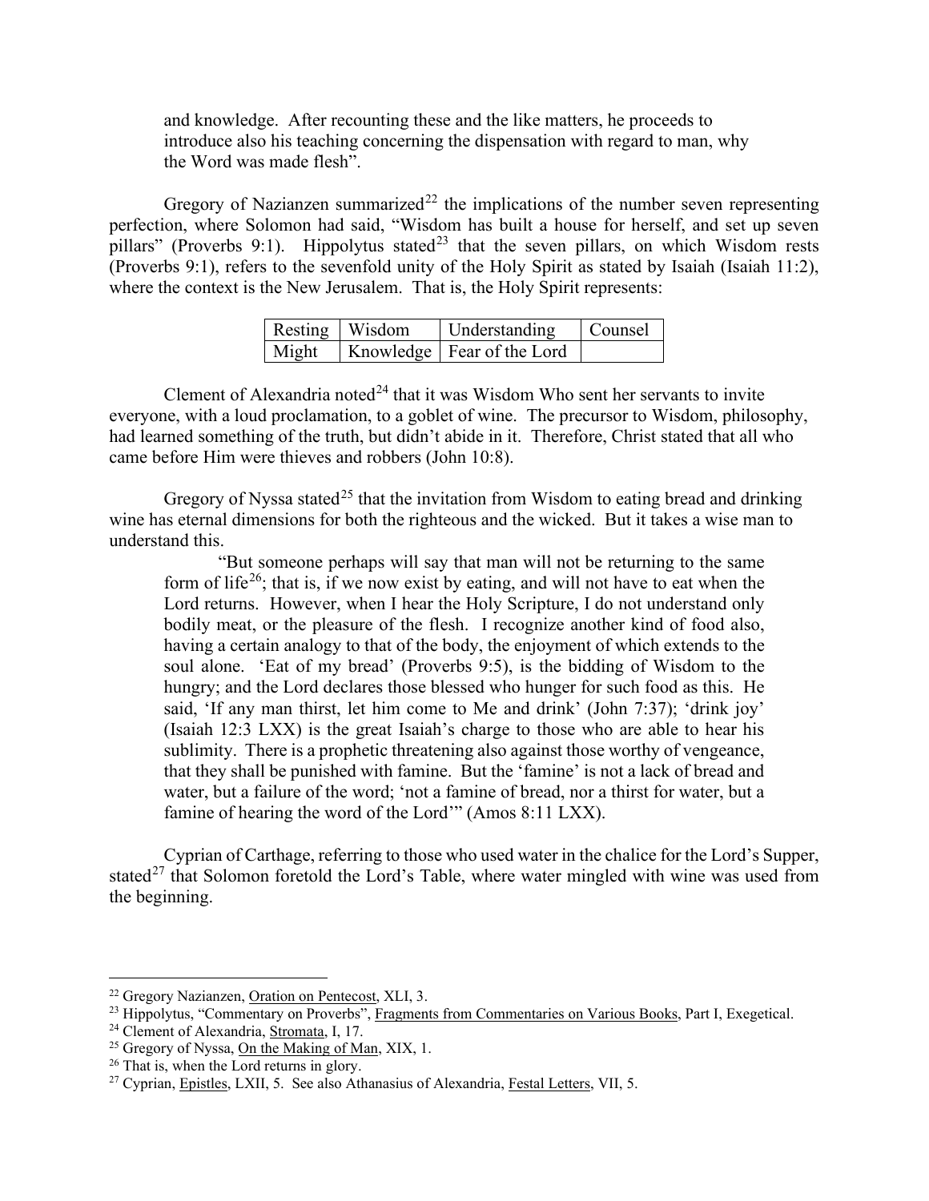> and knowledge. After recounting these and the like matters, he proceeds to introduce also his teaching concerning the dispensation with regard to man, why the Word was made flesh".

Gregory of Nazianzen summarized[22] the implications of the number seven representing perfection, where Solomon had said, "Wisdom has built a house for herself, and set up seven pillars" (Proverbs 9:1). Hippolytus stated[23] that the seven pillars, on which Wisdom rests (Proverbs 9:1), refers to the sevenfold unity of the Holy Spirit as stated by Isaiah (Isaiah 11:2), where the context is the New Jerusalem. That is, the Holy Spirit represents:

| Resting | Wisdom | Understanding | Counsel |
|---|---|---|---|
| Might | Knowledge | Fear of the Lord | |

Clement of Alexandria noted[24] that it was Wisdom Who sent her servants to invite everyone, with a loud proclamation, to a goblet of wine. The precursor to Wisdom, philosophy, had learned something of the truth, but didn't abide in it. Therefore, Christ stated that all who came before Him were thieves and robbers (John 10:8).

Gregory of Nyssa stated[25] that the invitation from Wisdom to eating bread and drinking wine has eternal dimensions for both the righteous and the wicked. But it takes a wise man to understand this.

> "But someone perhaps will say that man will not be returning to the same form of life[26]; that is, if we now exist by eating, and will not have to eat when the Lord returns. However, when I hear the Holy Scripture, I do not understand only bodily meat, or the pleasure of the flesh. I recognize another kind of food also, having a certain analogy to that of the body, the enjoyment of which extends to the soul alone. 'Eat of my bread' (Proverbs 9:5), is the bidding of Wisdom to the hungry; and the Lord declares those blessed who hunger for such food as this. He said, 'If any man thirst, let him come to Me and drink' (John 7:37); 'drink joy' (Isaiah 12:3 LXX) is the great Isaiah's charge to those who are able to hear his sublimity. There is a prophetic threatening also against those worthy of vengeance, that they shall be punished with famine. But the 'famine' is not a lack of bread and water, but a failure of the word; 'not a famine of bread, nor a thirst for water, but a famine of hearing the word of the Lord'" (Amos 8:11 LXX).

Cyprian of Carthage, referring to those who used water in the chalice for the Lord's Supper, stated[27] that Solomon foretold the Lord's Table, where water mingled with wine was used from the beginning.

---

[22] Gregory Nazianzen, Oration on Pentecost, XLI, 3.

[23] Hippolytus, "Commentary on Proverbs", Fragments from Commentaries on Various Books, Part I, Exegetical.

[24] Clement of Alexandria, Stromata, I, 17.

[25] Gregory of Nyssa, On the Making of Man, XIX, 1.

[26] That is, when the Lord returns in glory.

[27] Cyprian, Epistles, LXII, 5. See also Athanasius of Alexandria, Festal Letters, VII, 5.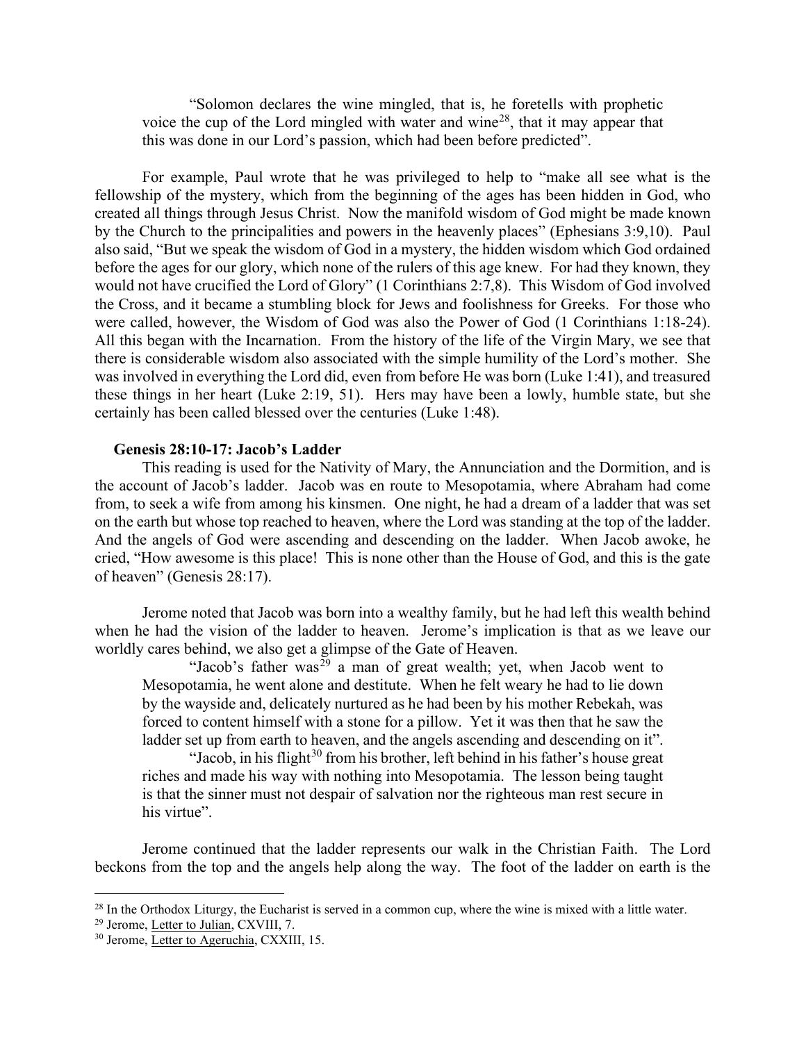> "Solomon declares the wine mingled, that is, he foretells with prophetic voice the cup of the Lord mingled with water and wine[28], that it may appear that this was done in our Lord's passion, which had been before predicted".

For example, Paul wrote that he was privileged to help to "make all see what is the fellowship of the mystery, which from the beginning of the ages has been hidden in God, who created all things through Jesus Christ. Now the manifold wisdom of God might be made known by the Church to the principalities and powers in the heavenly places" (Ephesians 3:9,10). Paul also said, "But we speak the wisdom of God in a mystery, the hidden wisdom which God ordained before the ages for our glory, which none of the rulers of this age knew. For had they known, they would not have crucified the Lord of Glory" (1 Corinthians 2:7,8). This Wisdom of God involved the Cross, and it became a stumbling block for Jews and foolishness for Greeks. For those who were called, however, the Wisdom of God was also the Power of God (1 Corinthians 1:18-24). All this began with the Incarnation. From the history of the life of the Virgin Mary, we see that there is considerable wisdom also associated with the simple humility of the Lord's mother. She was involved in everything the Lord did, even from before He was born (Luke 1:41), and treasured these things in her heart (Luke 2:19, 51). Hers may have been a lowly, humble state, but she certainly has been called blessed over the centuries (Luke 1:48).

### Genesis 28:10-17: Jacob's Ladder

This reading is used for the Nativity of Mary, the Annunciation and the Dormition, and is the account of Jacob's ladder. Jacob was en route to Mesopotamia, where Abraham had come from, to seek a wife from among his kinsmen. One night, he had a dream of a ladder that was set on the earth but whose top reached to heaven, where the Lord was standing at the top of the ladder. And the angels of God were ascending and descending on the ladder. When Jacob awoke, he cried, "How awesome is this place! This is none other than the House of God, and this is the gate of heaven" (Genesis 28:17).

Jerome noted that Jacob was born into a wealthy family, but he had left this wealth behind when he had the vision of the ladder to heaven. Jerome's implication is that as we leave our worldly cares behind, we also get a glimpse of the Gate of Heaven.

> "Jacob's father was[29] a man of great wealth; yet, when Jacob went to Mesopotamia, he went alone and destitute. When he felt weary he had to lie down by the wayside and, delicately nurtured as he had been by his mother Rebekah, was forced to content himself with a stone for a pillow. Yet it was then that he saw the ladder set up from earth to heaven, and the angels ascending and descending on it".
>
> "Jacob, in his flight[30] from his brother, left behind in his father's house great riches and made his way with nothing into Mesopotamia. The lesson being taught is that the sinner must not despair of salvation nor the righteous man rest secure in his virtue".

Jerome continued that the ladder represents our walk in the Christian Faith. The Lord beckons from the top and the angels help along the way. The foot of the ladder on earth is the

---

[28] In the Orthodox Liturgy, the Eucharist is served in a common cup, where the wine is mixed with a little water.

[29] Jerome, Letter to Julian, CXVIII, 7.

[30] Jerome, Letter to Ageruchia, CXXIII, 15.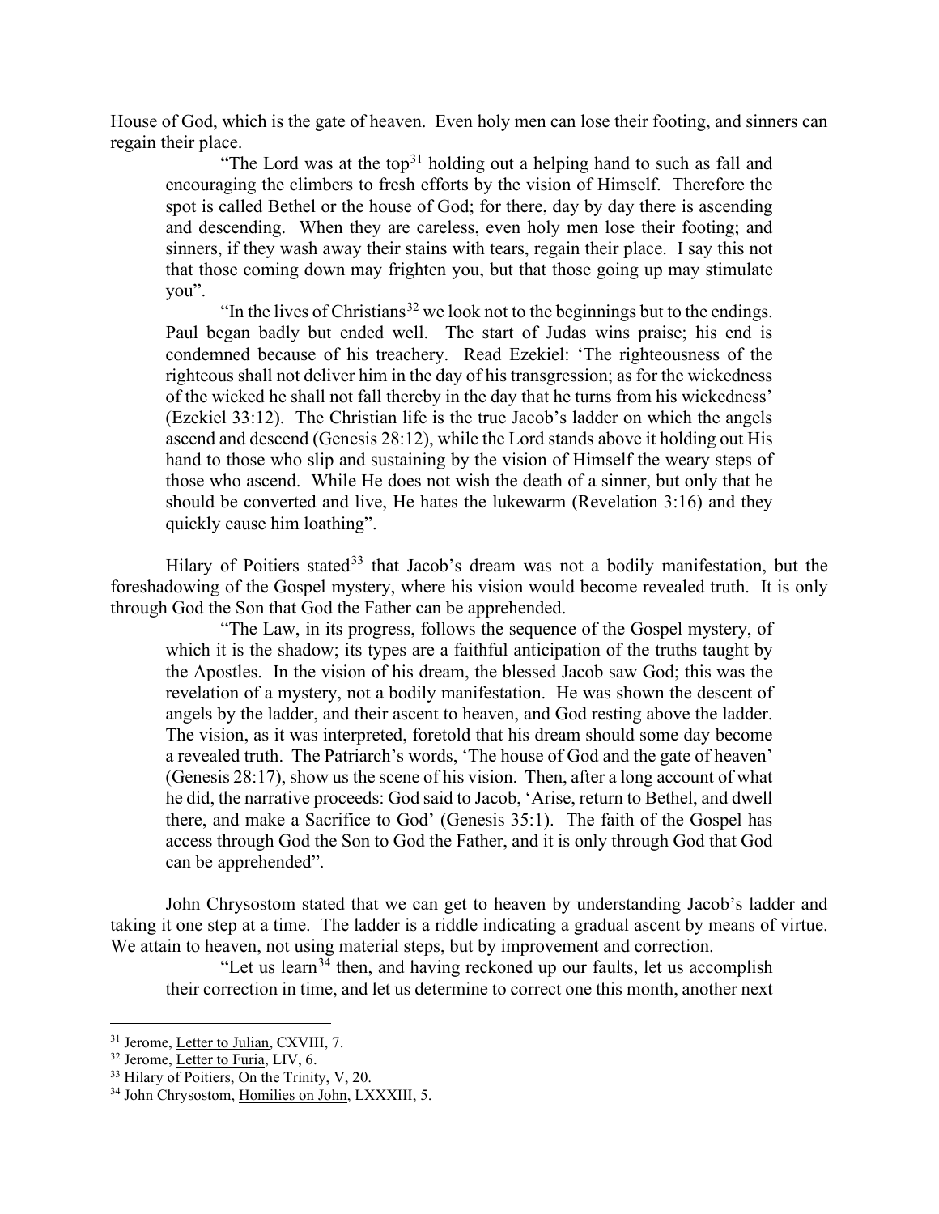House of God, which is the gate of heaven. Even holy men can lose their footing, and sinners can regain their place.

> "The Lord was at the top[31] holding out a helping hand to such as fall and encouraging the climbers to fresh efforts by the vision of Himself. Therefore the spot is called Bethel or the house of God; for there, day by day there is ascending and descending. When they are careless, even holy men lose their footing; and sinners, if they wash away their stains with tears, regain their place. I say this not that those coming down may frighten you, but that those going up may stimulate you".
>
> "In the lives of Christians[32] we look not to the beginnings but to the endings. Paul began badly but ended well. The start of Judas wins praise; his end is condemned because of his treachery. Read Ezekiel: 'The righteousness of the righteous shall not deliver him in the day of his transgression; as for the wickedness of the wicked he shall not fall thereby in the day that he turns from his wickedness' (Ezekiel 33:12). The Christian life is the true Jacob's ladder on which the angels ascend and descend (Genesis 28:12), while the Lord stands above it holding out His hand to those who slip and sustaining by the vision of Himself the weary steps of those who ascend. While He does not wish the death of a sinner, but only that he should be converted and live, He hates the lukewarm (Revelation 3:16) and they quickly cause him loathing".

Hilary of Poitiers stated[33] that Jacob's dream was not a bodily manifestation, but the foreshadowing of the Gospel mystery, where his vision would become revealed truth. It is only through God the Son that God the Father can be apprehended.

> "The Law, in its progress, follows the sequence of the Gospel mystery, of which it is the shadow; its types are a faithful anticipation of the truths taught by the Apostles. In the vision of his dream, the blessed Jacob saw God; this was the revelation of a mystery, not a bodily manifestation. He was shown the descent of angels by the ladder, and their ascent to heaven, and God resting above the ladder. The vision, as it was interpreted, foretold that his dream should some day become a revealed truth. The Patriarch's words, 'The house of God and the gate of heaven' (Genesis 28:17), show us the scene of his vision. Then, after a long account of what he did, the narrative proceeds: God said to Jacob, 'Arise, return to Bethel, and dwell there, and make a Sacrifice to God' (Genesis 35:1). The faith of the Gospel has access through God the Son to God the Father, and it is only through God that God can be apprehended".

John Chrysostom stated that we can get to heaven by understanding Jacob's ladder and taking it one step at a time. The ladder is a riddle indicating a gradual ascent by means of virtue. We attain to heaven, not using material steps, but by improvement and correction.

> "Let us learn[34] then, and having reckoned up our faults, let us accomplish their correction in time, and let us determine to correct one this month, another next

---

[31] Jerome, Letter to Julian, CXVIII, 7.

[32] Jerome, Letter to Furia, LIV, 6.

[33] Hilary of Poitiers, On the Trinity, V, 20.

[34] John Chrysostom, Homilies on John, LXXXIII, 5.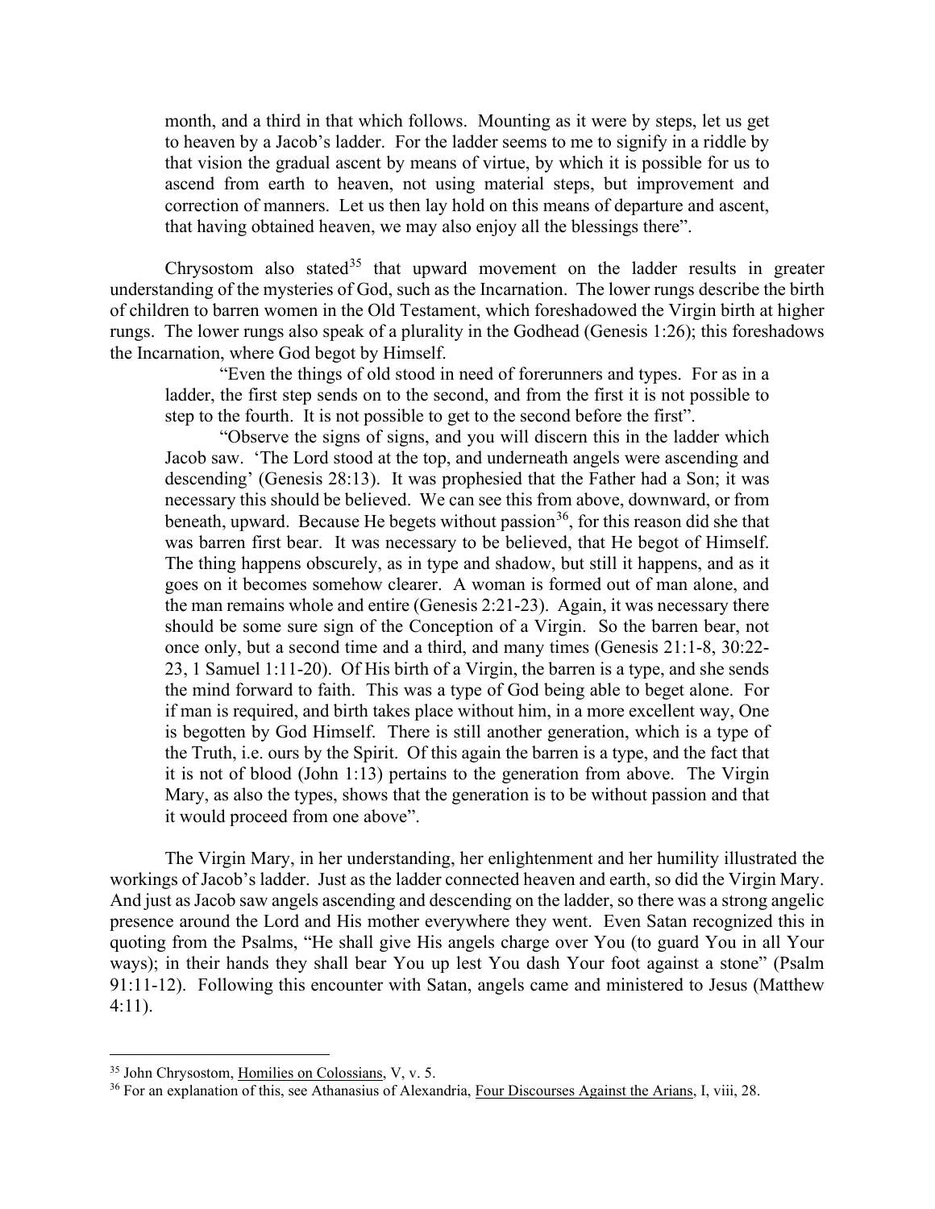> month, and a third in that which follows. Mounting as it were by steps, let us get to heaven by a Jacob's ladder. For the ladder seems to me to signify in a riddle by that vision the gradual ascent by means of virtue, by which it is possible for us to ascend from earth to heaven, not using material steps, but improvement and correction of manners. Let us then lay hold on this means of departure and ascent, that having obtained heaven, we may also enjoy all the blessings there".

Chrysostom also stated[35] that upward movement on the ladder results in greater understanding of the mysteries of God, such as the Incarnation. The lower rungs describe the birth of children to barren women in the Old Testament, which foreshadowed the Virgin birth at higher rungs. The lower rungs also speak of a plurality in the Godhead (Genesis 1:26); this foreshadows the Incarnation, where God begot by Himself.

> "Even the things of old stood in need of forerunners and types. For as in a ladder, the first step sends on to the second, and from the first it is not possible to step to the fourth. It is not possible to get to the second before the first".
>
> "Observe the signs of signs, and you will discern this in the ladder which Jacob saw. 'The Lord stood at the top, and underneath angels were ascending and descending' (Genesis 28:13). It was prophesied that the Father had a Son; it was necessary this should be believed. We can see this from above, downward, or from beneath, upward. Because He begets without passion[36], for this reason did she that was barren first bear. It was necessary to be believed, that He begot of Himself. The thing happens obscurely, as in type and shadow, but still it happens, and as it goes on it becomes somehow clearer. A woman is formed out of man alone, and the man remains whole and entire (Genesis 2:21-23). Again, it was necessary there should be some sure sign of the Conception of a Virgin. So the barren bear, not once only, but a second time and a third, and many times (Genesis 21:1-8, 30:22-23, 1 Samuel 1:11-20). Of His birth of a Virgin, the barren is a type, and she sends the mind forward to faith. This was a type of God being able to beget alone. For if man is required, and birth takes place without him, in a more excellent way, One is begotten by God Himself. There is still another generation, which is a type of the Truth, i.e. ours by the Spirit. Of this again the barren is a type, and the fact that it is not of blood (John 1:13) pertains to the generation from above. The Virgin Mary, as also the types, shows that the generation is to be without passion and that it would proceed from one above".

The Virgin Mary, in her understanding, her enlightenment and her humility illustrated the workings of Jacob's ladder. Just as the ladder connected heaven and earth, so did the Virgin Mary. And just as Jacob saw angels ascending and descending on the ladder, so there was a strong angelic presence around the Lord and His mother everywhere they went. Even Satan recognized this in quoting from the Psalms, "He shall give His angels charge over You (to guard You in all Your ways); in their hands they shall bear You up lest You dash Your foot against a stone" (Psalm 91:11-12). Following this encounter with Satan, angels came and ministered to Jesus (Matthew 4:11).

---

[35] John Chrysostom, Homilies on Colossians, V, v. 5.

[36] For an explanation of this, see Athanasius of Alexandria, Four Discourses Against the Arians, I, viii, 28.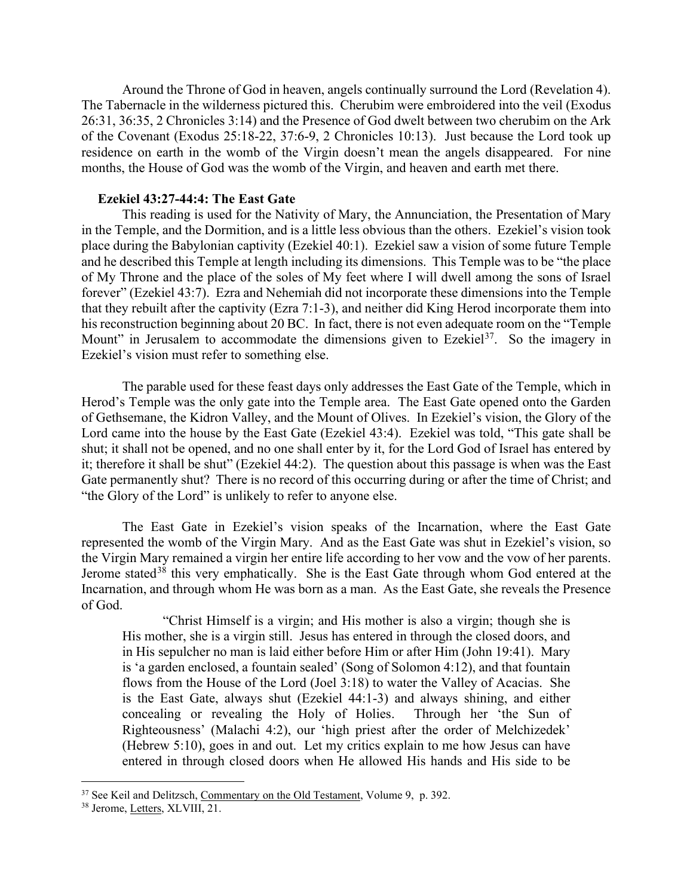Around the Throne of God in heaven, angels continually surround the Lord (Revelation 4). The Tabernacle in the wilderness pictured this. Cherubim were embroidered into the veil (Exodus 26:31, 36:35, 2 Chronicles 3:14) and the Presence of God dwelt between two cherubim on the Ark of the Covenant (Exodus 25:18-22, 37:6-9, 2 Chronicles 10:13). Just because the Lord took up residence on earth in the womb of the Virgin doesn't mean the angels disappeared. For nine months, the House of God was the womb of the Virgin, and heaven and earth met there.

**Ezekiel 43:27-44:4: The East Gate**

This reading is used for the Nativity of Mary, the Annunciation, the Presentation of Mary in the Temple, and the Dormition, and is a little less obvious than the others. Ezekiel's vision took place during the Babylonian captivity (Ezekiel 40:1). Ezekiel saw a vision of some future Temple and he described this Temple at length including its dimensions. This Temple was to be "the place of My Throne and the place of the soles of My feet where I will dwell among the sons of Israel forever" (Ezekiel 43:7). Ezra and Nehemiah did not incorporate these dimensions into the Temple that they rebuilt after the captivity (Ezra 7:1-3), and neither did King Herod incorporate them into his reconstruction beginning about 20 BC. In fact, there is not even adequate room on the "Temple Mount" in Jerusalem to accommodate the dimensions given to Ezekiel[37]. So the imagery in Ezekiel's vision must refer to something else.

The parable used for these feast days only addresses the East Gate of the Temple, which in Herod's Temple was the only gate into the Temple area. The East Gate opened onto the Garden of Gethsemane, the Kidron Valley, and the Mount of Olives. In Ezekiel's vision, the Glory of the Lord came into the house by the East Gate (Ezekiel 43:4). Ezekiel was told, "This gate shall be shut; it shall not be opened, and no one shall enter by it, for the Lord God of Israel has entered by it; therefore it shall be shut" (Ezekiel 44:2). The question about this passage is when was the East Gate permanently shut? There is no record of this occurring during or after the time of Christ; and "the Glory of the Lord" is unlikely to refer to anyone else.

The East Gate in Ezekiel's vision speaks of the Incarnation, where the East Gate represented the womb of the Virgin Mary. And as the East Gate was shut in Ezekiel's vision, so the Virgin Mary remained a virgin her entire life according to her vow and the vow of her parents. Jerome stated[38] this very emphatically. She is the East Gate through whom God entered at the Incarnation, and through whom He was born as a man. As the East Gate, she reveals the Presence of God.

> "Christ Himself is a virgin; and His mother is also a virgin; though she is His mother, she is a virgin still. Jesus has entered in through the closed doors, and in His sepulcher no man is laid either before Him or after Him (John 19:41). Mary is 'a garden enclosed, a fountain sealed' (Song of Solomon 4:12), and that fountain flows from the House of the Lord (Joel 3:18) to water the Valley of Acacias. She is the East Gate, always shut (Ezekiel 44:1-3) and always shining, and either concealing or revealing the Holy of Holies. Through her 'the Sun of Righteousness' (Malachi 4:2), our 'high priest after the order of Melchizedek' (Hebrew 5:10), goes in and out. Let my critics explain to me how Jesus can have entered in through closed doors when He allowed His hands and His side to be

---

[37] See Keil and Delitzsch, Commentary on the Old Testament, Volume 9, p. 392.

[38] Jerome, Letters, XLVIII, 21.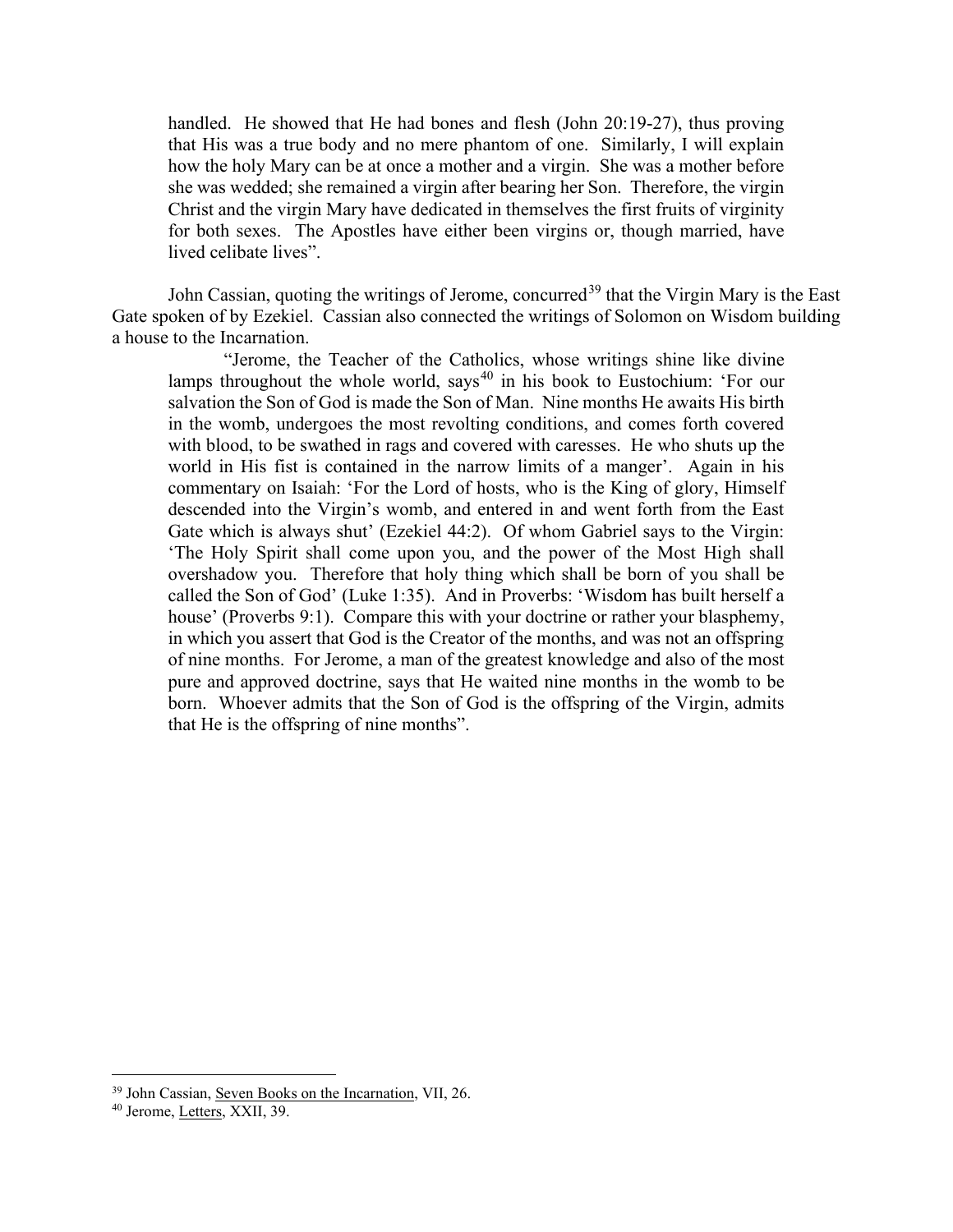> handled. He showed that He had bones and flesh (John 20:19-27), thus proving that His was a true body and no mere phantom of one. Similarly, I will explain how the holy Mary can be at once a mother and a virgin. She was a mother before she was wedded; she remained a virgin after bearing her Son. Therefore, the virgin Christ and the virgin Mary have dedicated in themselves the first fruits of virginity for both sexes. The Apostles have either been virgins or, though married, have lived celibate lives".

John Cassian, quoting the writings of Jerome, concurred[39] that the Virgin Mary is the East Gate spoken of by Ezekiel. Cassian also connected the writings of Solomon on Wisdom building a house to the Incarnation.

> "Jerome, the Teacher of the Catholics, whose writings shine like divine lamps throughout the whole world, says[40] in his book to Eustochium: 'For our salvation the Son of God is made the Son of Man. Nine months He awaits His birth in the womb, undergoes the most revolting conditions, and comes forth covered with blood, to be swathed in rags and covered with caresses. He who shuts up the world in His fist is contained in the narrow limits of a manger'. Again in his commentary on Isaiah: 'For the Lord of hosts, who is the King of glory, Himself descended into the Virgin's womb, and entered in and went forth from the East Gate which is always shut' (Ezekiel 44:2). Of whom Gabriel says to the Virgin: 'The Holy Spirit shall come upon you, and the power of the Most High shall overshadow you. Therefore that holy thing which shall be born of you shall be called the Son of God' (Luke 1:35). And in Proverbs: 'Wisdom has built herself a house' (Proverbs 9:1). Compare this with your doctrine or rather your blasphemy, in which you assert that God is the Creator of the months, and was not an offspring of nine months. For Jerome, a man of the greatest knowledge and also of the most pure and approved doctrine, says that He waited nine months in the womb to be born. Whoever admits that the Son of God is the offspring of the Virgin, admits that He is the offspring of nine months".

---

[39] John Cassian, Seven Books on the Incarnation, VII, 26.

[40] Jerome, Letters, XXII, 39.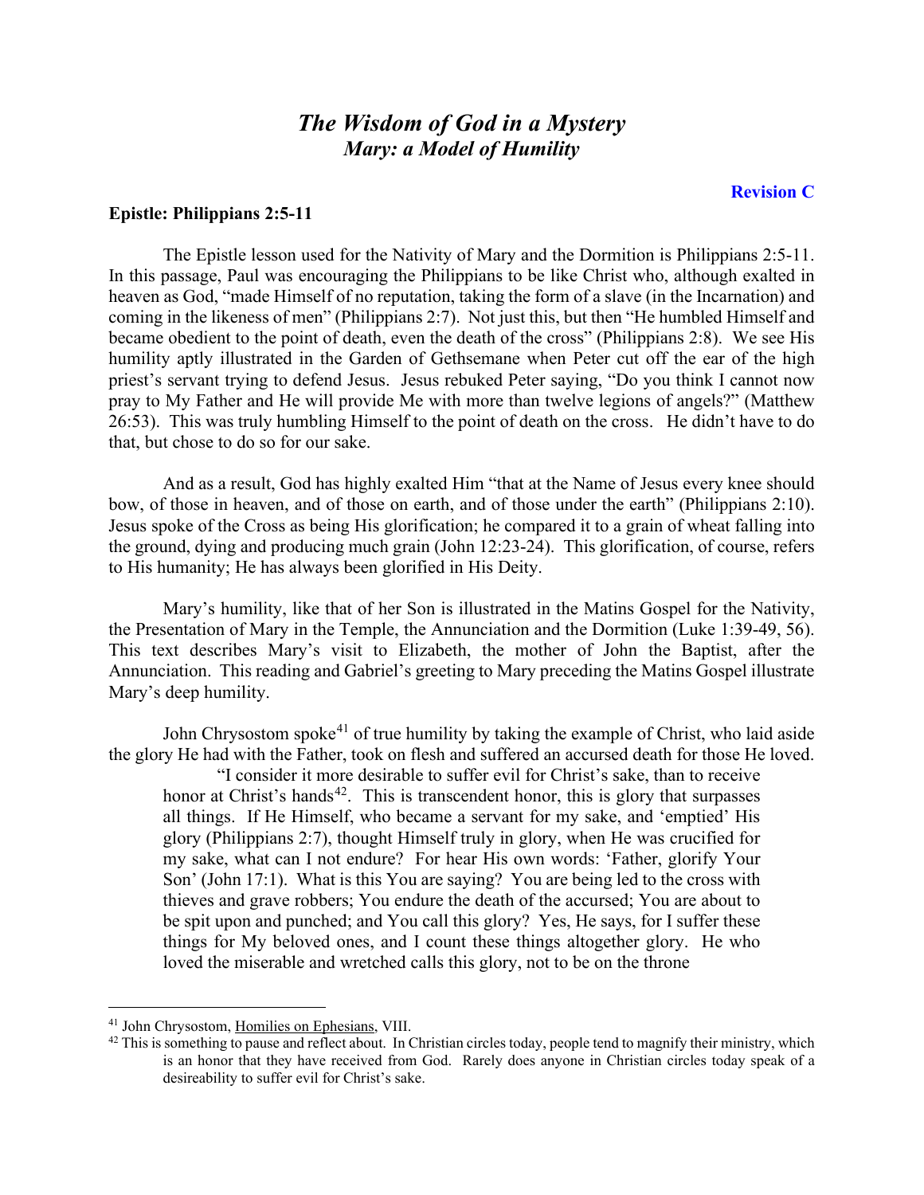# *The Wisdom of God in a Mystery*
## *Mary: a Model of Humility*

**Revision C**

**Epistle: Philippians 2:5-11**

The Epistle lesson used for the Nativity of Mary and the Dormition is Philippians 2:5-11. In this passage, Paul was encouraging the Philippians to be like Christ who, although exalted in heaven as God, "made Himself of no reputation, taking the form of a slave (in the Incarnation) and coming in the likeness of men" (Philippians 2:7). Not just this, but then "He humbled Himself and became obedient to the point of death, even the death of the cross" (Philippians 2:8). We see His humility aptly illustrated in the Garden of Gethsemane when Peter cut off the ear of the high priest's servant trying to defend Jesus. Jesus rebuked Peter saying, "Do you think I cannot now pray to My Father and He will provide Me with more than twelve legions of angels?" (Matthew 26:53). This was truly humbling Himself to the point of death on the cross. He didn't have to do that, but chose to do so for our sake.

And as a result, God has highly exalted Him "that at the Name of Jesus every knee should bow, of those in heaven, and of those on earth, and of those under the earth" (Philippians 2:10). Jesus spoke of the Cross as being His glorification; he compared it to a grain of wheat falling into the ground, dying and producing much grain (John 12:23-24). This glorification, of course, refers to His humanity; He has always been glorified in His Deity.

Mary's humility, like that of her Son is illustrated in the Matins Gospel for the Nativity, the Presentation of Mary in the Temple, the Annunciation and the Dormition (Luke 1:39-49, 56). This text describes Mary's visit to Elizabeth, the mother of John the Baptist, after the Annunciation. This reading and Gabriel's greeting to Mary preceding the Matins Gospel illustrate Mary's deep humility.

John Chrysostom spoke[41] of true humility by taking the example of Christ, who laid aside the glory He had with the Father, took on flesh and suffered an accursed death for those He loved.

> "I consider it more desirable to suffer evil for Christ's sake, than to receive honor at Christ's hands[42]. This is transcendent honor, this is glory that surpasses all things. If He Himself, who became a servant for my sake, and 'emptied' His glory (Philippians 2:7), thought Himself truly in glory, when He was crucified for my sake, what can I not endure? For hear His own words: 'Father, glorify Your Son' (John 17:1). What is this You are saying? You are being led to the cross with thieves and grave robbers; You endure the death of the accursed; You are about to be spit upon and punched; and You call this glory? Yes, He says, for I suffer these things for My beloved ones, and I count these things altogether glory. He who loved the miserable and wretched calls this glory, not to be on the throne

---

[41] John Chrysostom, Homilies on Ephesians, VIII.

[42] This is something to pause and reflect about. In Christian circles today, people tend to magnify their ministry, which is an honor that they have received from God. Rarely does anyone in Christian circles today speak of a desireability to suffer evil for Christ's sake.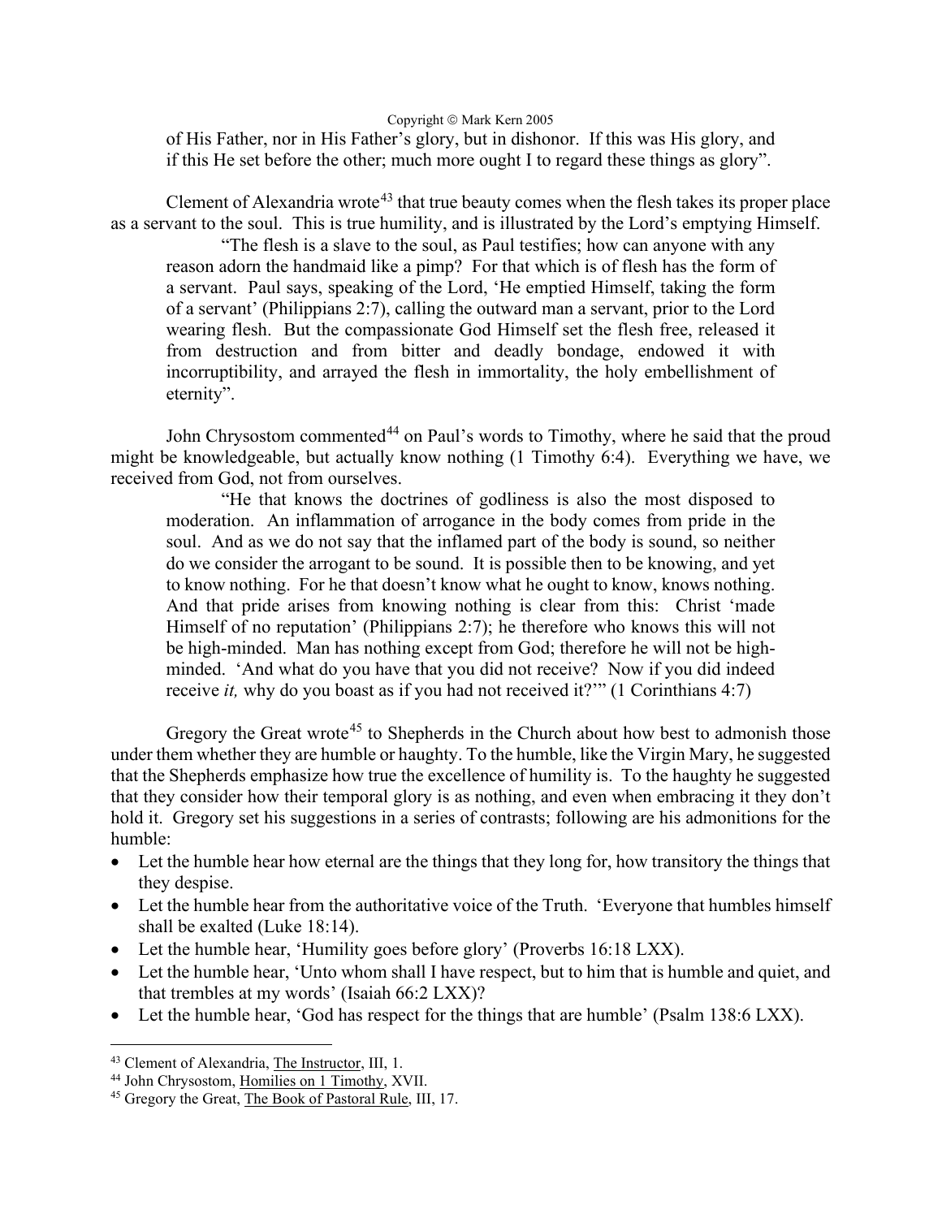of His Father, nor in His Father's glory, but in dishonor. If this was His glory, and if this He set before the other; much more ought I to regard these things as glory".

Clement of Alexandria wrote[43] that true beauty comes when the flesh takes its proper place as a servant to the soul. This is true humility, and is illustrated by the Lord's emptying Himself.

> "The flesh is a slave to the soul, as Paul testifies; how can anyone with any reason adorn the handmaid like a pimp? For that which is of flesh has the form of a servant. Paul says, speaking of the Lord, 'He emptied Himself, taking the form of a servant' (Philippians 2:7), calling the outward man a servant, prior to the Lord wearing flesh. But the compassionate God Himself set the flesh free, released it from destruction and from bitter and deadly bondage, endowed it with incorruptibility, and arrayed the flesh in immortality, the holy embellishment of eternity".

John Chrysostom commented[44] on Paul's words to Timothy, where he said that the proud might be knowledgeable, but actually know nothing (1 Timothy 6:4). Everything we have, we received from God, not from ourselves.

> "He that knows the doctrines of godliness is also the most disposed to moderation. An inflammation of arrogance in the body comes from pride in the soul. And as we do not say that the inflamed part of the body is sound, so neither do we consider the arrogant to be sound. It is possible then to be knowing, and yet to know nothing. For he that doesn't know what he ought to know, knows nothing. And that pride arises from knowing nothing is clear from this: Christ 'made Himself of no reputation' (Philippians 2:7); he therefore who knows this will not be high-minded. Man has nothing except from God; therefore he will not be high-minded. 'And what do you have that you did not receive? Now if you did indeed receive *it,* why do you boast as if you had not received it?'" (1 Corinthians 4:7)

Gregory the Great wrote[45] to Shepherds in the Church about how best to admonish those under them whether they are humble or haughty. To the humble, like the Virgin Mary, he suggested that the Shepherds emphasize how true the excellence of humility is. To the haughty he suggested that they consider how their temporal glory is as nothing, and even when embracing it they don't hold it. Gregory set his suggestions in a series of contrasts; following are his admonitions for the humble:

- Let the humble hear how eternal are the things that they long for, how transitory the things that they despise.
- Let the humble hear from the authoritative voice of the Truth. 'Everyone that humbles himself shall be exalted (Luke 18:14).
- Let the humble hear, 'Humility goes before glory' (Proverbs 16:18 LXX).
- Let the humble hear, 'Unto whom shall I have respect, but to him that is humble and quiet, and that trembles at my words' (Isaiah 66:2 LXX)?
- Let the humble hear, 'God has respect for the things that are humble' (Psalm 138:6 LXX).

---

[43] Clement of Alexandria, The Instructor, III, 1.

[44] John Chrysostom, Homilies on 1 Timothy, XVII.

[45] Gregory the Great, The Book of Pastoral Rule, III, 17.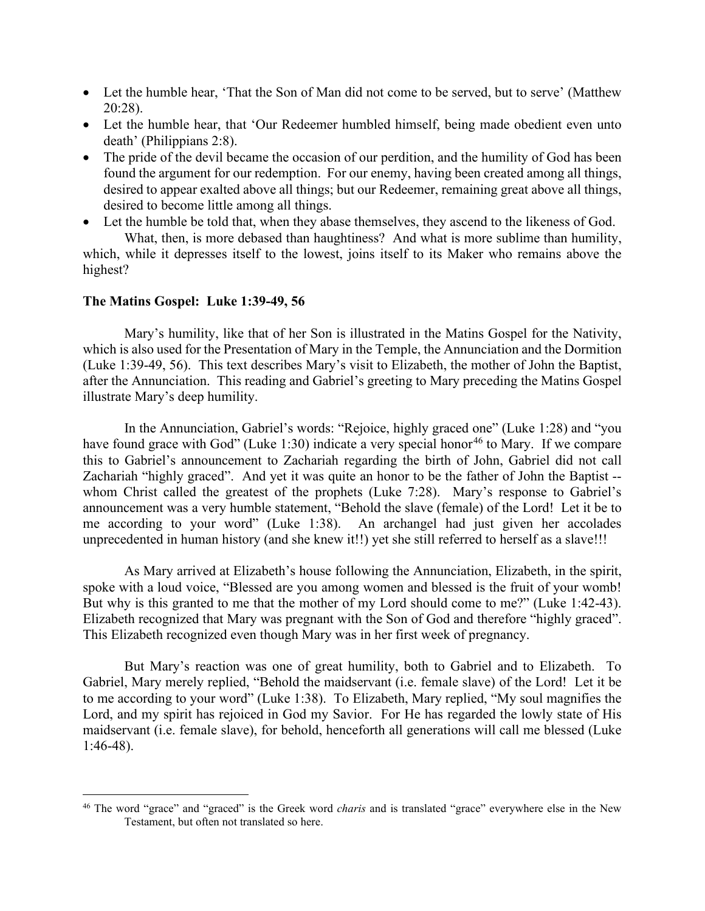- Let the humble hear, 'That the Son of Man did not come to be served, but to serve' (Matthew 20:28).
- Let the humble hear, that 'Our Redeemer humbled himself, being made obedient even unto death' (Philippians 2:8).
- The pride of the devil became the occasion of our perdition, and the humility of God has been found the argument for our redemption. For our enemy, having been created among all things, desired to appear exalted above all things; but our Redeemer, remaining great above all things, desired to become little among all things.
- Let the humble be told that, when they abase themselves, they ascend to the likeness of God.

What, then, is more debased than haughtiness? And what is more sublime than humility, which, while it depresses itself to the lowest, joins itself to its Maker who remains above the highest?

**The Matins Gospel: Luke 1:39-49, 56**

Mary's humility, like that of her Son is illustrated in the Matins Gospel for the Nativity, which is also used for the Presentation of Mary in the Temple, the Annunciation and the Dormition (Luke 1:39-49, 56). This text describes Mary's visit to Elizabeth, the mother of John the Baptist, after the Annunciation. This reading and Gabriel's greeting to Mary preceding the Matins Gospel illustrate Mary's deep humility.

In the Annunciation, Gabriel's words: "Rejoice, highly graced one" (Luke 1:28) and "you have found grace with God" (Luke 1:30) indicate a very special honor[46] to Mary. If we compare this to Gabriel's announcement to Zachariah regarding the birth of John, Gabriel did not call Zachariah "highly graced". And yet it was quite an honor to be the father of John the Baptist -- whom Christ called the greatest of the prophets (Luke 7:28). Mary's response to Gabriel's announcement was a very humble statement, "Behold the slave (female) of the Lord! Let it be to me according to your word" (Luke 1:38). An archangel had just given her accolades unprecedented in human history (and she knew it!!) yet she still referred to herself as a slave!!!

As Mary arrived at Elizabeth's house following the Annunciation, Elizabeth, in the spirit, spoke with a loud voice, "Blessed are you among women and blessed is the fruit of your womb! But why is this granted to me that the mother of my Lord should come to me?" (Luke 1:42-43). Elizabeth recognized that Mary was pregnant with the Son of God and therefore "highly graced". This Elizabeth recognized even though Mary was in her first week of pregnancy.

But Mary's reaction was one of great humility, both to Gabriel and to Elizabeth. To Gabriel, Mary merely replied, "Behold the maidservant (i.e. female slave) of the Lord! Let it be to me according to your word" (Luke 1:38). To Elizabeth, Mary replied, "My soul magnifies the Lord, and my spirit has rejoiced in God my Savior. For He has regarded the lowly state of His maidservant (i.e. female slave), for behold, henceforth all generations will call me blessed (Luke 1:46-48).

---

[46] The word "grace" and "graced" is the Greek word *charis* and is translated "grace" everywhere else in the New Testament, but often not translated so here.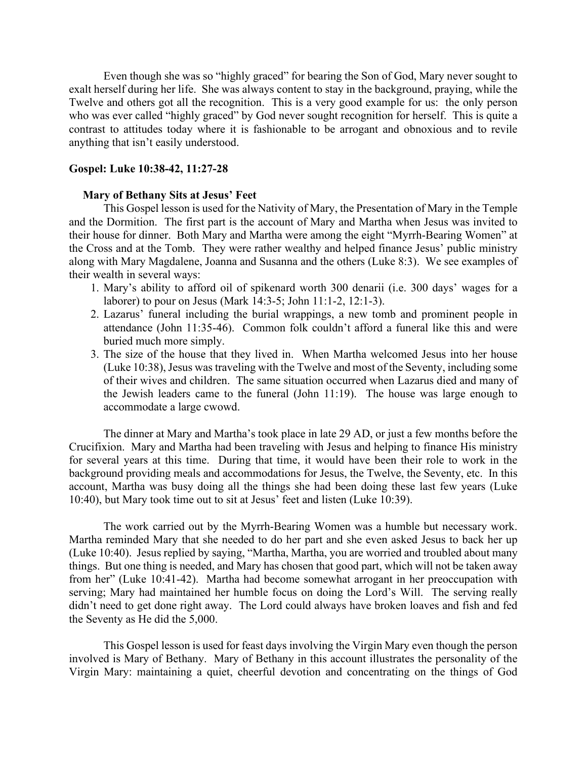Even though she was so "highly graced" for bearing the Son of God, Mary never sought to exalt herself during her life. She was always content to stay in the background, praying, while the Twelve and others got all the recognition. This is a very good example for us: the only person who was ever called "highly graced" by God never sought recognition for herself. This is quite a contrast to attitudes today where it is fashionable to be arrogant and obnoxious and to revile anything that isn't easily understood.

## Gospel: Luke 10:38-42, 11:27-28

### Mary of Bethany Sits at Jesus' Feet

This Gospel lesson is used for the Nativity of Mary, the Presentation of Mary in the Temple and the Dormition. The first part is the account of Mary and Martha when Jesus was invited to their house for dinner. Both Mary and Martha were among the eight "Myrrh-Bearing Women" at the Cross and at the Tomb. They were rather wealthy and helped finance Jesus' public ministry along with Mary Magdalene, Joanna and Susanna and the others (Luke 8:3). We see examples of their wealth in several ways:

1. Mary's ability to afford oil of spikenard worth 300 denarii (i.e. 300 days' wages for a laborer) to pour on Jesus (Mark 14:3-5; John 11:1-2, 12:1-3).
2. Lazarus' funeral including the burial wrappings, a new tomb and prominent people in attendance (John 11:35-46). Common folk couldn't afford a funeral like this and were buried much more simply.
3. The size of the house that they lived in. When Martha welcomed Jesus into her house (Luke 10:38), Jesus was traveling with the Twelve and most of the Seventy, including some of their wives and children. The same situation occurred when Lazarus died and many of the Jewish leaders came to the funeral (John 11:19). The house was large enough to accommodate a large cwowd.

The dinner at Mary and Martha's took place in late 29 AD, or just a few months before the Crucifixion. Mary and Martha had been traveling with Jesus and helping to finance His ministry for several years at this time. During that time, it would have been their role to work in the background providing meals and accommodations for Jesus, the Twelve, the Seventy, etc. In this account, Martha was busy doing all the things she had been doing these last few years (Luke 10:40), but Mary took time out to sit at Jesus' feet and listen (Luke 10:39).

The work carried out by the Myrrh-Bearing Women was a humble but necessary work. Martha reminded Mary that she needed to do her part and she even asked Jesus to back her up (Luke 10:40). Jesus replied by saying, "Martha, Martha, you are worried and troubled about many things. But one thing is needed, and Mary has chosen that good part, which will not be taken away from her" (Luke 10:41-42). Martha had become somewhat arrogant in her preoccupation with serving; Mary had maintained her humble focus on doing the Lord's Will. The serving really didn't need to get done right away. The Lord could always have broken loaves and fish and fed the Seventy as He did the 5,000.

This Gospel lesson is used for feast days involving the Virgin Mary even though the person involved is Mary of Bethany. Mary of Bethany in this account illustrates the personality of the Virgin Mary: maintaining a quiet, cheerful devotion and concentrating on the things of God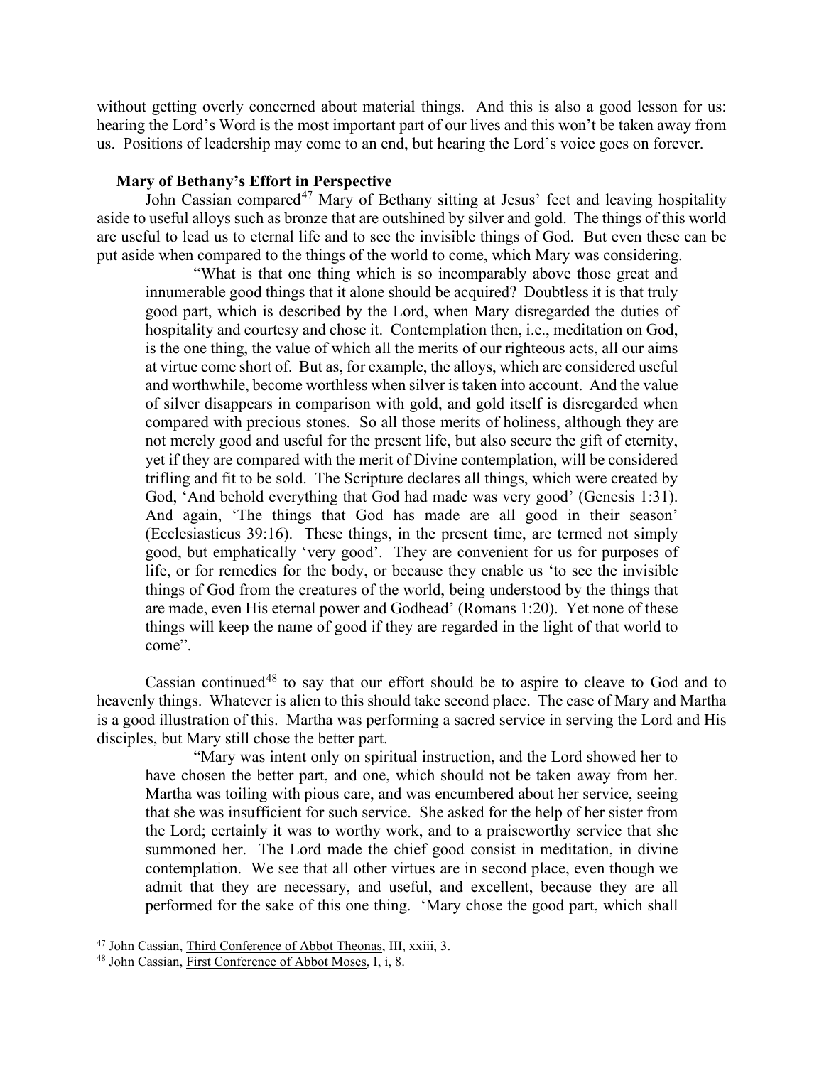without getting overly concerned about material things. And this is also a good lesson for us: hearing the Lord's Word is the most important part of our lives and this won't be taken away from us. Positions of leadership may come to an end, but hearing the Lord's voice goes on forever.

### Mary of Bethany's Effort in Perspective

John Cassian compared[47] Mary of Bethany sitting at Jesus' feet and leaving hospitality aside to useful alloys such as bronze that are outshined by silver and gold. The things of this world are useful to lead us to eternal life and to see the invisible things of God. But even these can be put aside when compared to the things of the world to come, which Mary was considering.

> "What is that one thing which is so incomparably above those great and innumerable good things that it alone should be acquired? Doubtless it is that truly good part, which is described by the Lord, when Mary disregarded the duties of hospitality and courtesy and chose it. Contemplation then, i.e., meditation on God, is the one thing, the value of which all the merits of our righteous acts, all our aims at virtue come short of. But as, for example, the alloys, which are considered useful and worthwhile, become worthless when silver is taken into account. And the value of silver disappears in comparison with gold, and gold itself is disregarded when compared with precious stones. So all those merits of holiness, although they are not merely good and useful for the present life, but also secure the gift of eternity, yet if they are compared with the merit of Divine contemplation, will be considered trifling and fit to be sold. The Scripture declares all things, which were created by God, 'And behold everything that God had made was very good' (Genesis 1:31). And again, 'The things that God has made are all good in their season' (Ecclesiasticus 39:16). These things, in the present time, are termed not simply good, but emphatically 'very good'. They are convenient for us for purposes of life, or for remedies for the body, or because they enable us 'to see the invisible things of God from the creatures of the world, being understood by the things that are made, even His eternal power and Godhead' (Romans 1:20). Yet none of these things will keep the name of good if they are regarded in the light of that world to come".

Cassian continued[48] to say that our effort should be to aspire to cleave to God and to heavenly things. Whatever is alien to this should take second place. The case of Mary and Martha is a good illustration of this. Martha was performing a sacred service in serving the Lord and His disciples, but Mary still chose the better part.

> "Mary was intent only on spiritual instruction, and the Lord showed her to have chosen the better part, and one, which should not be taken away from her. Martha was toiling with pious care, and was encumbered about her service, seeing that she was insufficient for such service. She asked for the help of her sister from the Lord; certainly it was to worthy work, and to a praiseworthy service that she summoned her. The Lord made the chief good consist in meditation, in divine contemplation. We see that all other virtues are in second place, even though we admit that they are necessary, and useful, and excellent, because they are all performed for the sake of this one thing. 'Mary chose the good part, which shall

---

[47] John Cassian, Third Conference of Abbot Theonas, III, xxiii, 3.

[48] John Cassian, First Conference of Abbot Moses, I, i, 8.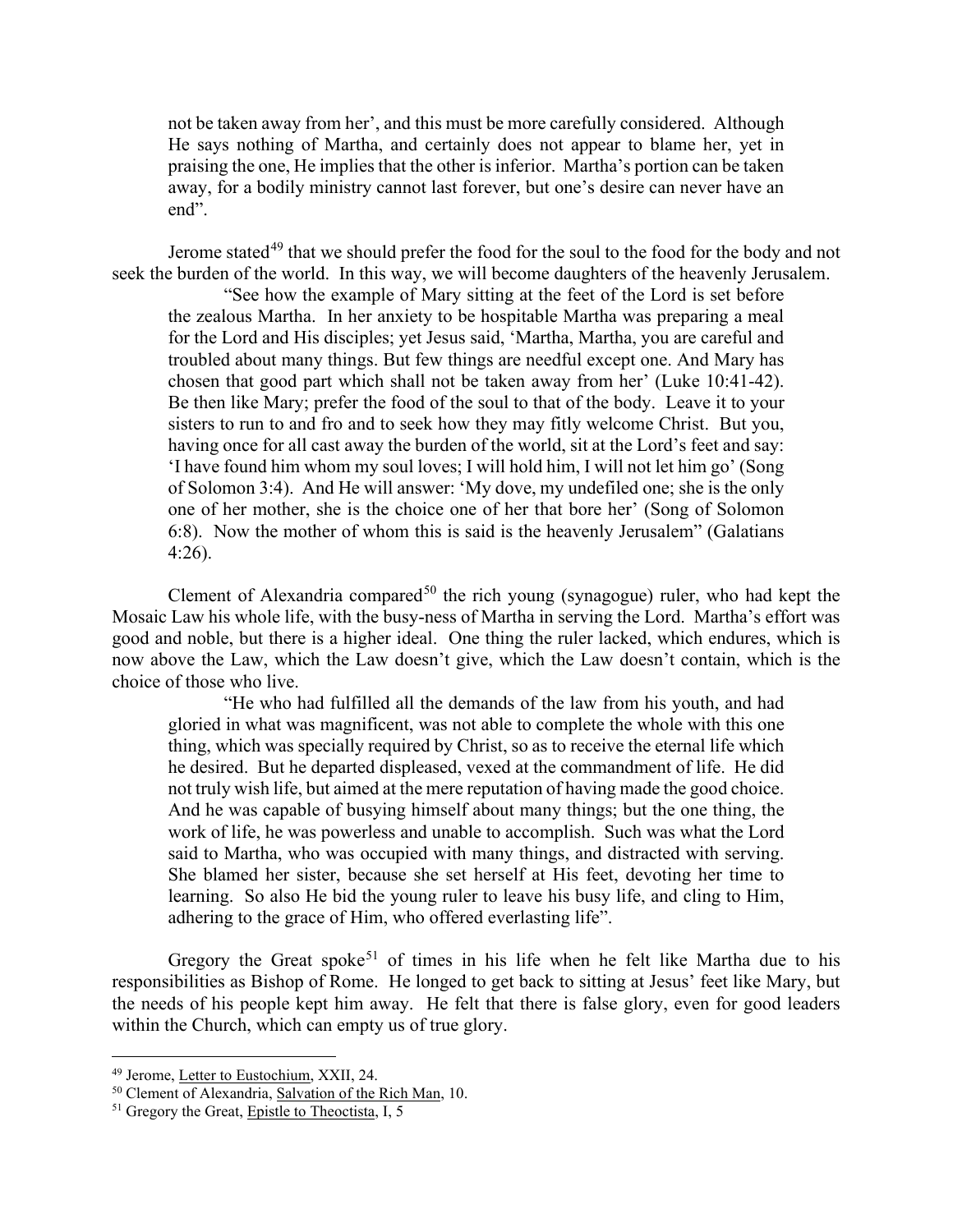> not be taken away from her', and this must be more carefully considered. Although He says nothing of Martha, and certainly does not appear to blame her, yet in praising the one, He implies that the other is inferior. Martha's portion can be taken away, for a bodily ministry cannot last forever, but one's desire can never have an end".

Jerome stated[49] that we should prefer the food for the soul to the food for the body and not seek the burden of the world. In this way, we will become daughters of the heavenly Jerusalem.

> "See how the example of Mary sitting at the feet of the Lord is set before the zealous Martha. In her anxiety to be hospitable Martha was preparing a meal for the Lord and His disciples; yet Jesus said, 'Martha, Martha, you are careful and troubled about many things. But few things are needful except one. And Mary has chosen that good part which shall not be taken away from her' (Luke 10:41-42). Be then like Mary; prefer the food of the soul to that of the body. Leave it to your sisters to run to and fro and to seek how they may fitly welcome Christ. But you, having once for all cast away the burden of the world, sit at the Lord's feet and say: 'I have found him whom my soul loves; I will hold him, I will not let him go' (Song of Solomon 3:4). And He will answer: 'My dove, my undefiled one; she is the only one of her mother, she is the choice one of her that bore her' (Song of Solomon 6:8). Now the mother of whom this is said is the heavenly Jerusalem" (Galatians 4:26).

Clement of Alexandria compared[50] the rich young (synagogue) ruler, who had kept the Mosaic Law his whole life, with the busy-ness of Martha in serving the Lord. Martha's effort was good and noble, but there is a higher ideal. One thing the ruler lacked, which endures, which is now above the Law, which the Law doesn't give, which the Law doesn't contain, which is the choice of those who live.

> "He who had fulfilled all the demands of the law from his youth, and had gloried in what was magnificent, was not able to complete the whole with this one thing, which was specially required by Christ, so as to receive the eternal life which he desired. But he departed displeased, vexed at the commandment of life. He did not truly wish life, but aimed at the mere reputation of having made the good choice. And he was capable of busying himself about many things; but the one thing, the work of life, he was powerless and unable to accomplish. Such was what the Lord said to Martha, who was occupied with many things, and distracted with serving. She blamed her sister, because she set herself at His feet, devoting her time to learning. So also He bid the young ruler to leave his busy life, and cling to Him, adhering to the grace of Him, who offered everlasting life".

Gregory the Great spoke[51] of times in his life when he felt like Martha due to his responsibilities as Bishop of Rome. He longed to get back to sitting at Jesus' feet like Mary, but the needs of his people kept him away. He felt that there is false glory, even for good leaders within the Church, which can empty us of true glory.

---

[49] Jerome, Letter to Eustochium, XXII, 24.

[50] Clement of Alexandria, Salvation of the Rich Man, 10.

[51] Gregory the Great, Epistle to Theoctista, I, 5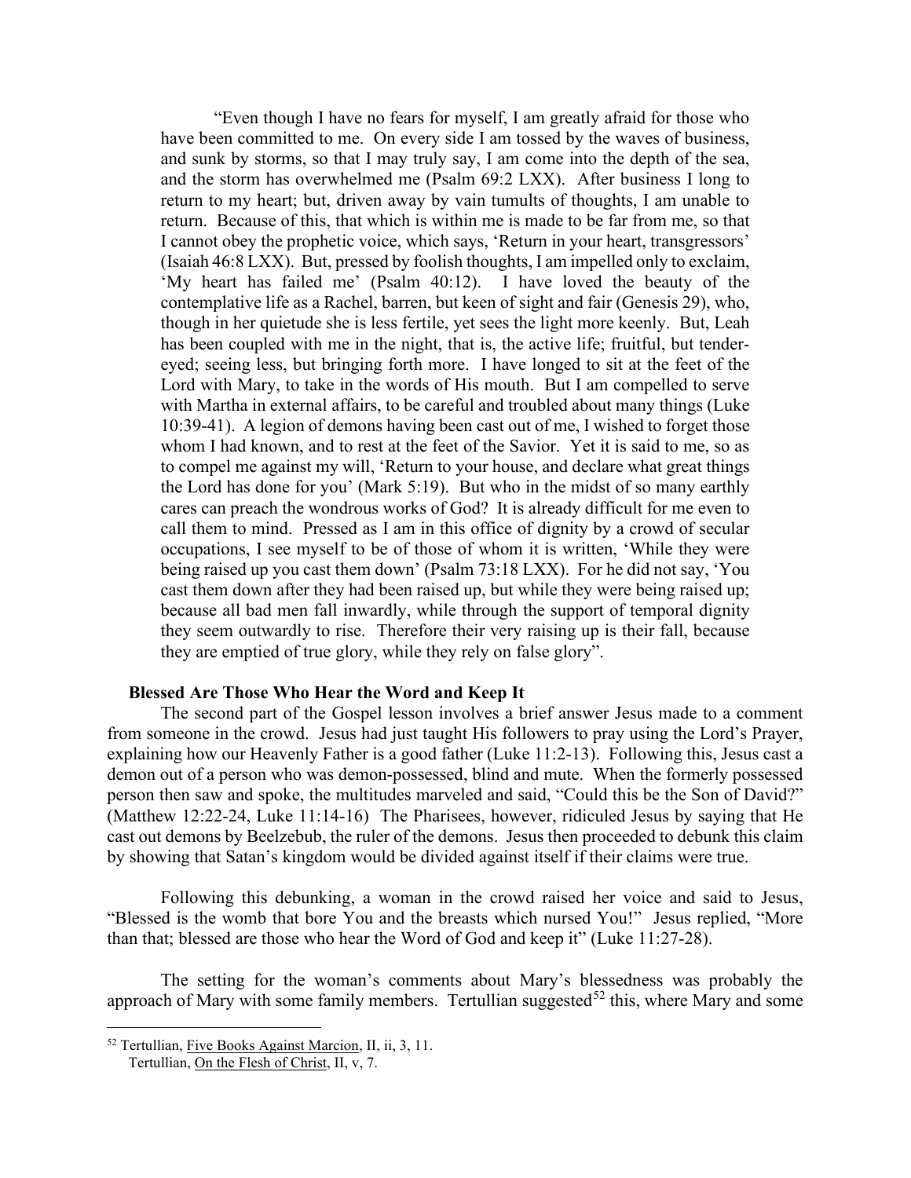"Even though I have no fears for myself, I am greatly afraid for those who have been committed to me. On every side I am tossed by the waves of business, and sunk by storms, so that I may truly say, I am come into the depth of the sea, and the storm has overwhelmed me (Psalm 69:2 LXX). After business I long to return to my heart; but, driven away by vain tumults of thoughts, I am unable to return. Because of this, that which is within me is made to be far from me, so that I cannot obey the prophetic voice, which says, 'Return in your heart, transgressors' (Isaiah 46:8 LXX). But, pressed by foolish thoughts, I am impelled only to exclaim, 'My heart has failed me' (Psalm 40:12). I have loved the beauty of the contemplative life as a Rachel, barren, but keen of sight and fair (Genesis 29), who, though in her quietude she is less fertile, yet sees the light more keenly. But, Leah has been coupled with me in the night, that is, the active life; fruitful, but tender-eyed; seeing less, but bringing forth more. I have longed to sit at the feet of the Lord with Mary, to take in the words of His mouth. But I am compelled to serve with Martha in external affairs, to be careful and troubled about many things (Luke 10:39-41). A legion of demons having been cast out of me, I wished to forget those whom I had known, and to rest at the feet of the Savior. Yet it is said to me, so as to compel me against my will, 'Return to your house, and declare what great things the Lord has done for you' (Mark 5:19). But who in the midst of so many earthly cares can preach the wondrous works of God? It is already difficult for me even to call them to mind. Pressed as I am in this office of dignity by a crowd of secular occupations, I see myself to be of those of whom it is written, 'While they were being raised up you cast them down' (Psalm 73:18 LXX). For he did not say, 'You cast them down after they had been raised up, but while they were being raised up; because all bad men fall inwardly, while through the support of temporal dignity they seem outwardly to rise. Therefore their very raising up is their fall, because they are emptied of true glory, while they rely on false glory".

**Blessed Are Those Who Hear the Word and Keep It**

The second part of the Gospel lesson involves a brief answer Jesus made to a comment from someone in the crowd. Jesus had just taught His followers to pray using the Lord's Prayer, explaining how our Heavenly Father is a good father (Luke 11:2-13). Following this, Jesus cast a demon out of a person who was demon-possessed, blind and mute. When the formerly possessed person then saw and spoke, the multitudes marveled and said, "Could this be the Son of David?" (Matthew 12:22-24, Luke 11:14-16) The Pharisees, however, ridiculed Jesus by saying that He cast out demons by Beelzebub, the ruler of the demons. Jesus then proceeded to debunk this claim by showing that Satan's kingdom would be divided against itself if their claims were true.

Following this debunking, a woman in the crowd raised her voice and said to Jesus, "Blessed is the womb that bore You and the breasts which nursed You!" Jesus replied, "More than that; blessed are those who hear the Word of God and keep it" (Luke 11:27-28).

The setting for the woman's comments about Mary's blessedness was probably the approach of Mary with some family members. Tertullian suggested[52] this, where Mary and some

---

[52] Tertullian, Five Books Against Marcion, II, ii, 3, 11.
Tertullian, On the Flesh of Christ, II, v, 7.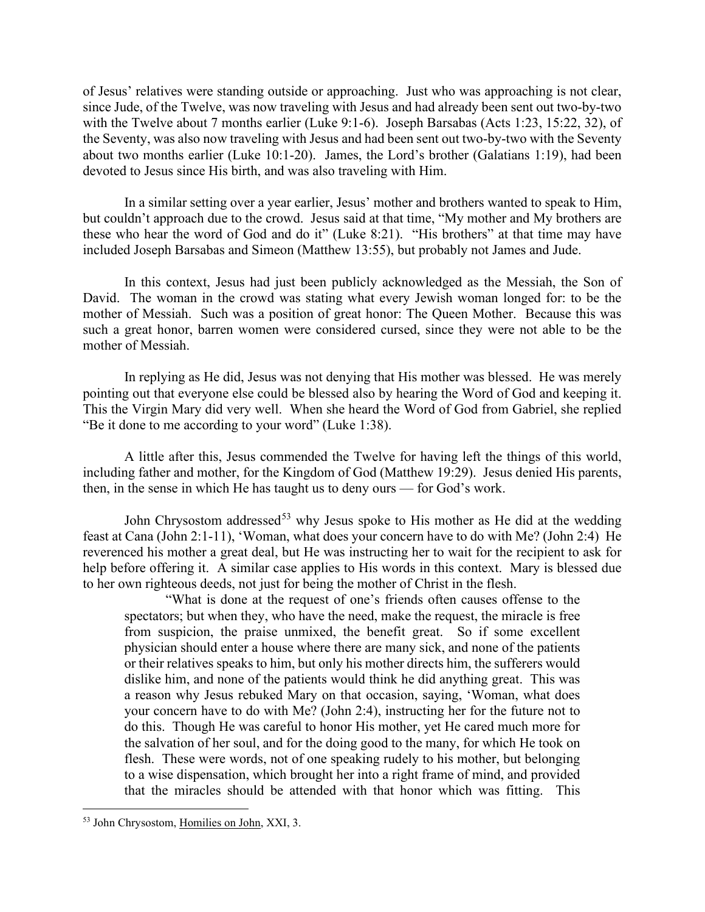of Jesus' relatives were standing outside or approaching. Just who was approaching is not clear, since Jude, of the Twelve, was now traveling with Jesus and had already been sent out two-by-two with the Twelve about 7 months earlier (Luke 9:1-6). Joseph Barsabas (Acts 1:23, 15:22, 32), of the Seventy, was also now traveling with Jesus and had been sent out two-by-two with the Seventy about two months earlier (Luke 10:1-20). James, the Lord's brother (Galatians 1:19), had been devoted to Jesus since His birth, and was also traveling with Him.

In a similar setting over a year earlier, Jesus' mother and brothers wanted to speak to Him, but couldn't approach due to the crowd. Jesus said at that time, "My mother and My brothers are these who hear the word of God and do it" (Luke 8:21). "His brothers" at that time may have included Joseph Barsabas and Simeon (Matthew 13:55), but probably not James and Jude.

In this context, Jesus had just been publicly acknowledged as the Messiah, the Son of David. The woman in the crowd was stating what every Jewish woman longed for: to be the mother of Messiah. Such was a position of great honor: The Queen Mother. Because this was such a great honor, barren women were considered cursed, since they were not able to be the mother of Messiah.

In replying as He did, Jesus was not denying that His mother was blessed. He was merely pointing out that everyone else could be blessed also by hearing the Word of God and keeping it. This the Virgin Mary did very well. When she heard the Word of God from Gabriel, she replied "Be it done to me according to your word" (Luke 1:38).

A little after this, Jesus commended the Twelve for having left the things of this world, including father and mother, for the Kingdom of God (Matthew 19:29). Jesus denied His parents, then, in the sense in which He has taught us to deny ours — for God's work.

John Chrysostom addressed[53] why Jesus spoke to His mother as He did at the wedding feast at Cana (John 2:1-11), 'Woman, what does your concern have to do with Me? (John 2:4) He reverenced his mother a great deal, but He was instructing her to wait for the recipient to ask for help before offering it. A similar case applies to His words in this context. Mary is blessed due to her own righteous deeds, not just for being the mother of Christ in the flesh.

> "What is done at the request of one's friends often causes offense to the spectators; but when they, who have the need, make the request, the miracle is free from suspicion, the praise unmixed, the benefit great. So if some excellent physician should enter a house where there are many sick, and none of the patients or their relatives speaks to him, but only his mother directs him, the sufferers would dislike him, and none of the patients would think he did anything great. This was a reason why Jesus rebuked Mary on that occasion, saying, 'Woman, what does your concern have to do with Me? (John 2:4), instructing her for the future not to do this. Though He was careful to honor His mother, yet He cared much more for the salvation of her soul, and for the doing good to the many, for which He took on flesh. These were words, not of one speaking rudely to his mother, but belonging to a wise dispensation, which brought her into a right frame of mind, and provided that the miracles should be attended with that honor which was fitting. This

[53] John Chrysostom, Homilies on John, XXI, 3.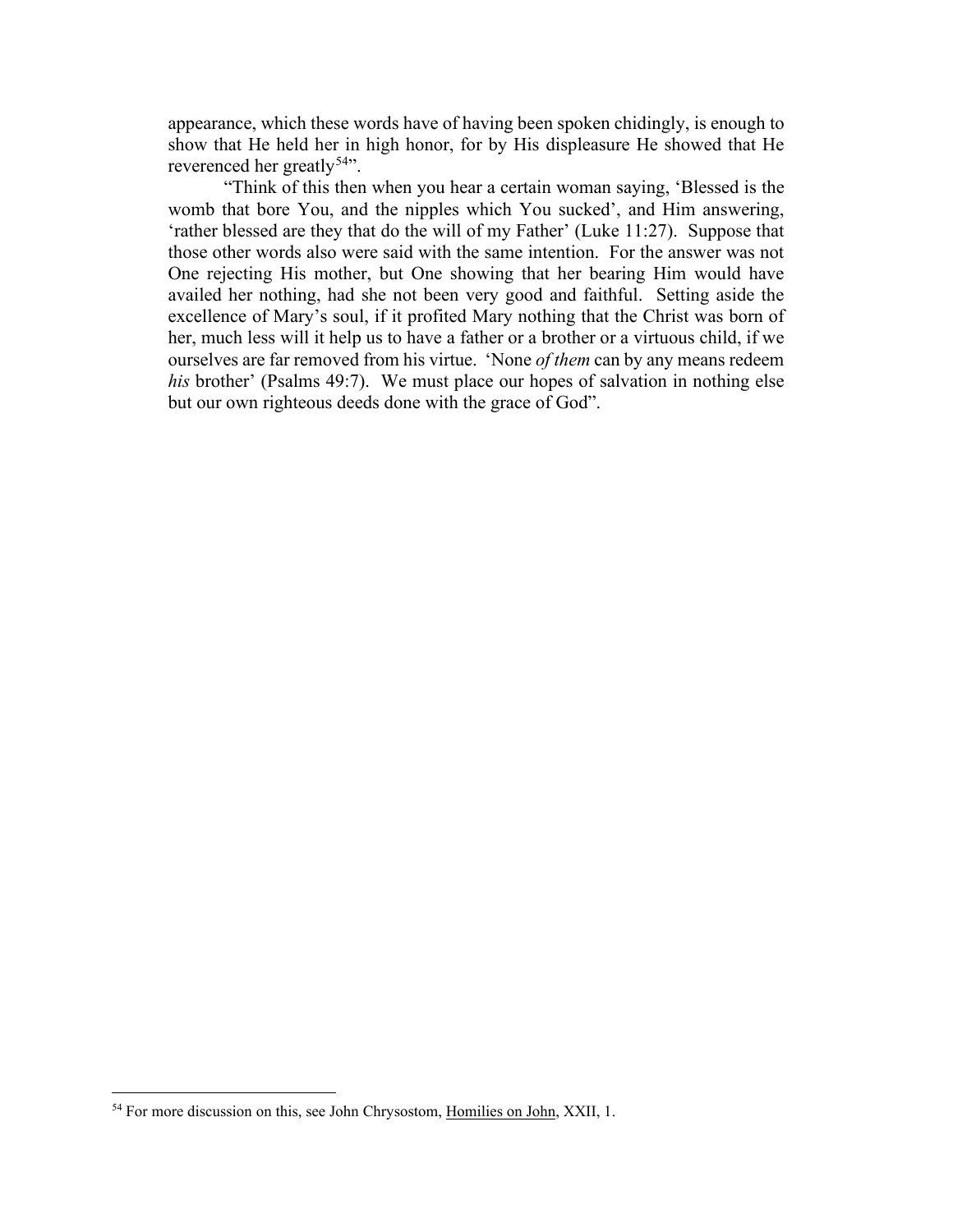appearance, which these words have of having been spoken chidingly, is enough to show that He held her in high honor, for by His displeasure He showed that He reverenced her greatly[54]".

"Think of this then when you hear a certain woman saying, 'Blessed is the womb that bore You, and the nipples which You sucked', and Him answering, 'rather blessed are they that do the will of my Father' (Luke 11:27). Suppose that those other words also were said with the same intention. For the answer was not One rejecting His mother, but One showing that her bearing Him would have availed her nothing, had she not been very good and faithful. Setting aside the excellence of Mary's soul, if it profited Mary nothing that the Christ was born of her, much less will it help us to have a father or a brother or a virtuous child, if we ourselves are far removed from his virtue. 'None *of them* can by any means redeem *his* brother' (Psalms 49:7). We must place our hopes of salvation in nothing else but our own righteous deeds done with the grace of God".

---

[54] For more discussion on this, see John Chrysostom, Homilies on John, XXII, 1.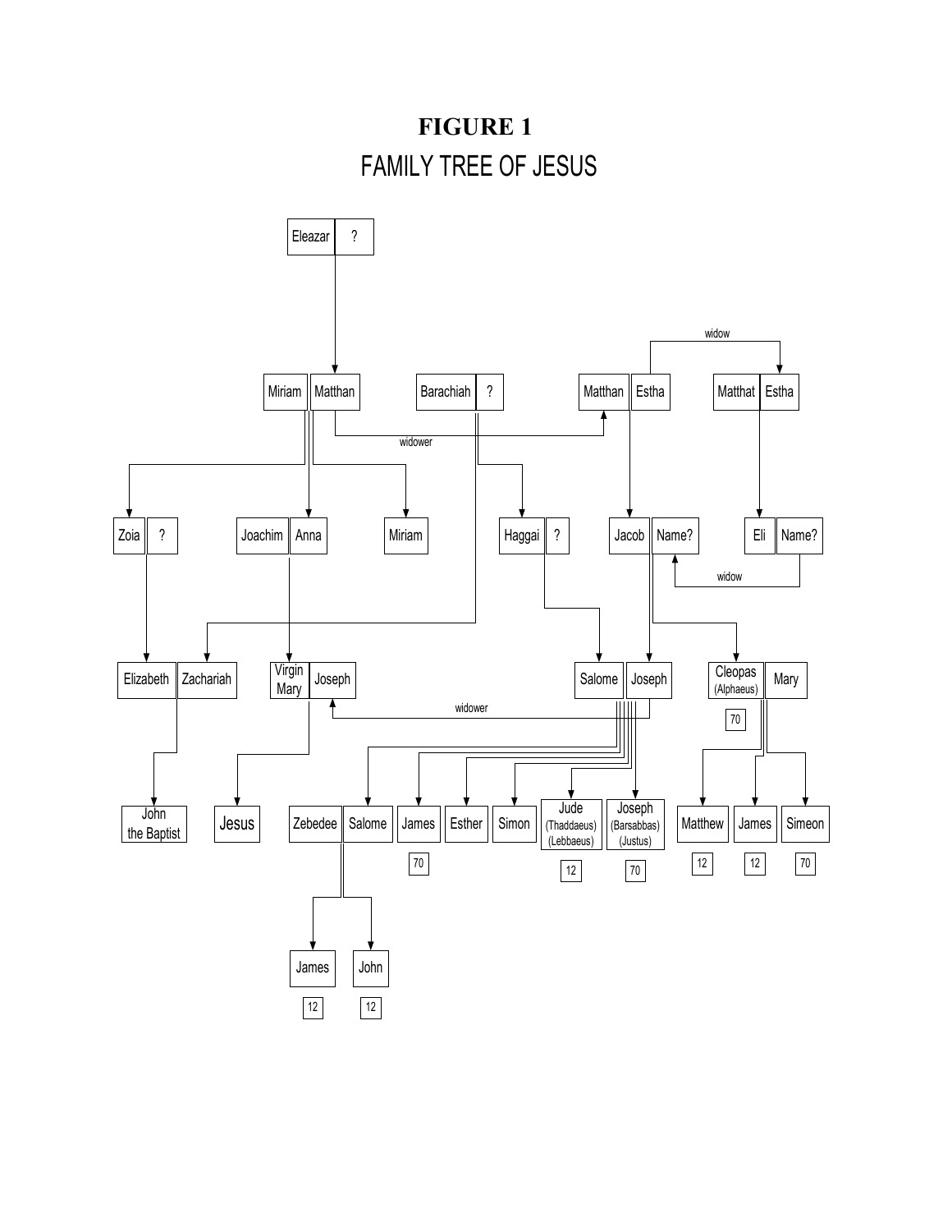# FIGURE 1

## FAMILY TREE OF JESUS

Eleazar ?

widow

Miriam Matthan

Barachiah ?

Matthan Estha

Matthat Estha

widower

Zoia ?

Joachim Anna

Miriam

Haggai ?

Jacob Name?

Eli Name?

widow

Elizabeth Zachariah

Virgin Mary Joseph

Salome Joseph

Cleopas (Alphaeus) Mary

70

widower

John the Baptist

Jesus

Zebedee Salome

James

Esther

Simon

Jude (Thaddaeus) (Lebbaeus)

Joseph (Barsabbas) (Justus)

Matthew

James

Simeon

70

12

70

12

12

70

James

John

12

12